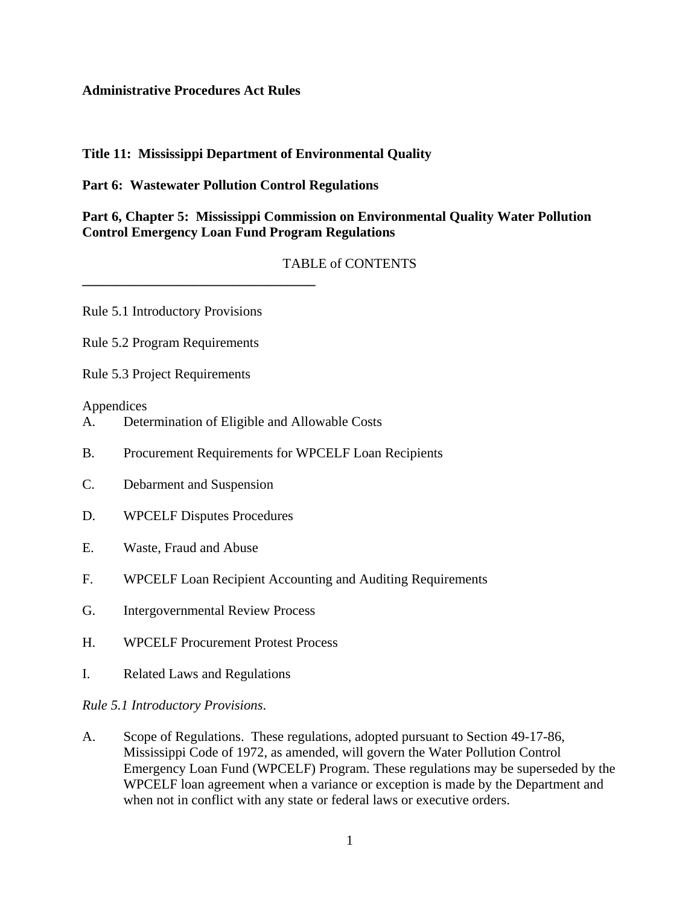**Administrative Procedures Act Rules**

**Title 11: Mississippi Department of Environmental Quality**

**Part 6: Wastewater Pollution Control Regulations**

**Part 6, Chapter 5: Mississippi Commission on Environmental Quality Water Pollution Control Emergency Loan Fund Program Regulations**

TABLE of CONTENTS

---

Rule 5.1 Introductory Provisions

Rule 5.2 Program Requirements

Rule 5.3 Project Requirements

Appendices

A. Determination of Eligible and Allowable Costs

B. Procurement Requirements for WPCELF Loan Recipients

C. Debarment and Suspension

D. WPCELF Disputes Procedures

E. Waste, Fraud and Abuse

F. WPCELF Loan Recipient Accounting and Auditing Requirements

G. Intergovernmental Review Process

H. WPCELF Procurement Protest Process

I. Related Laws and Regulations

*Rule 5.1 Introductory Provisions.*

A. Scope of Regulations. These regulations, adopted pursuant to Section 49-17-86, Mississippi Code of 1972, as amended, will govern the Water Pollution Control Emergency Loan Fund (WPCELF) Program. These regulations may be superseded by the WPCELF loan agreement when a variance or exception is made by the Department and when not in conflict with any state or federal laws or executive orders.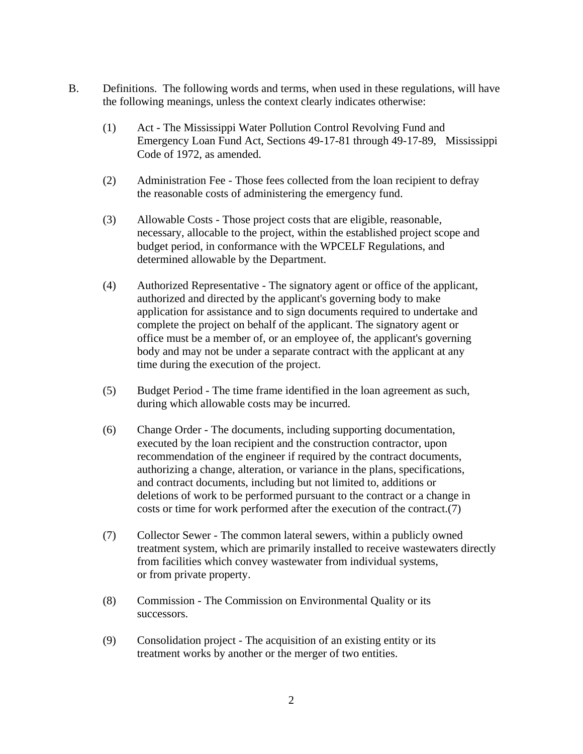B. Definitions. The following words and terms, when used in these regulations, will have the following meanings, unless the context clearly indicates otherwise:

(1) Act - The Mississippi Water Pollution Control Revolving Fund and Emergency Loan Fund Act, Sections 49-17-81 through 49-17-89, Mississippi Code of 1972, as amended.

(2) Administration Fee - Those fees collected from the loan recipient to defray the reasonable costs of administering the emergency fund.

(3) Allowable Costs - Those project costs that are eligible, reasonable, necessary, allocable to the project, within the established project scope and budget period, in conformance with the WPCELF Regulations, and determined allowable by the Department.

(4) Authorized Representative - The signatory agent or office of the applicant, authorized and directed by the applicant's governing body to make application for assistance and to sign documents required to undertake and complete the project on behalf of the applicant. The signatory agent or office must be a member of, or an employee of, the applicant's governing body and may not be under a separate contract with the applicant at any time during the execution of the project.

(5) Budget Period - The time frame identified in the loan agreement as such, during which allowable costs may be incurred.

(6) Change Order - The documents, including supporting documentation, executed by the loan recipient and the construction contractor, upon recommendation of the engineer if required by the contract documents, authorizing a change, alteration, or variance in the plans, specifications, and contract documents, including but not limited to, additions or deletions of work to be performed pursuant to the contract or a change in costs or time for work performed after the execution of the contract.(7)

(7) Collector Sewer - The common lateral sewers, within a publicly owned treatment system, which are primarily installed to receive wastewaters directly from facilities which convey wastewater from individual systems, or from private property.

(8) Commission - The Commission on Environmental Quality or its successors.

(9) Consolidation project - The acquisition of an existing entity or its treatment works by another or the merger of two entities.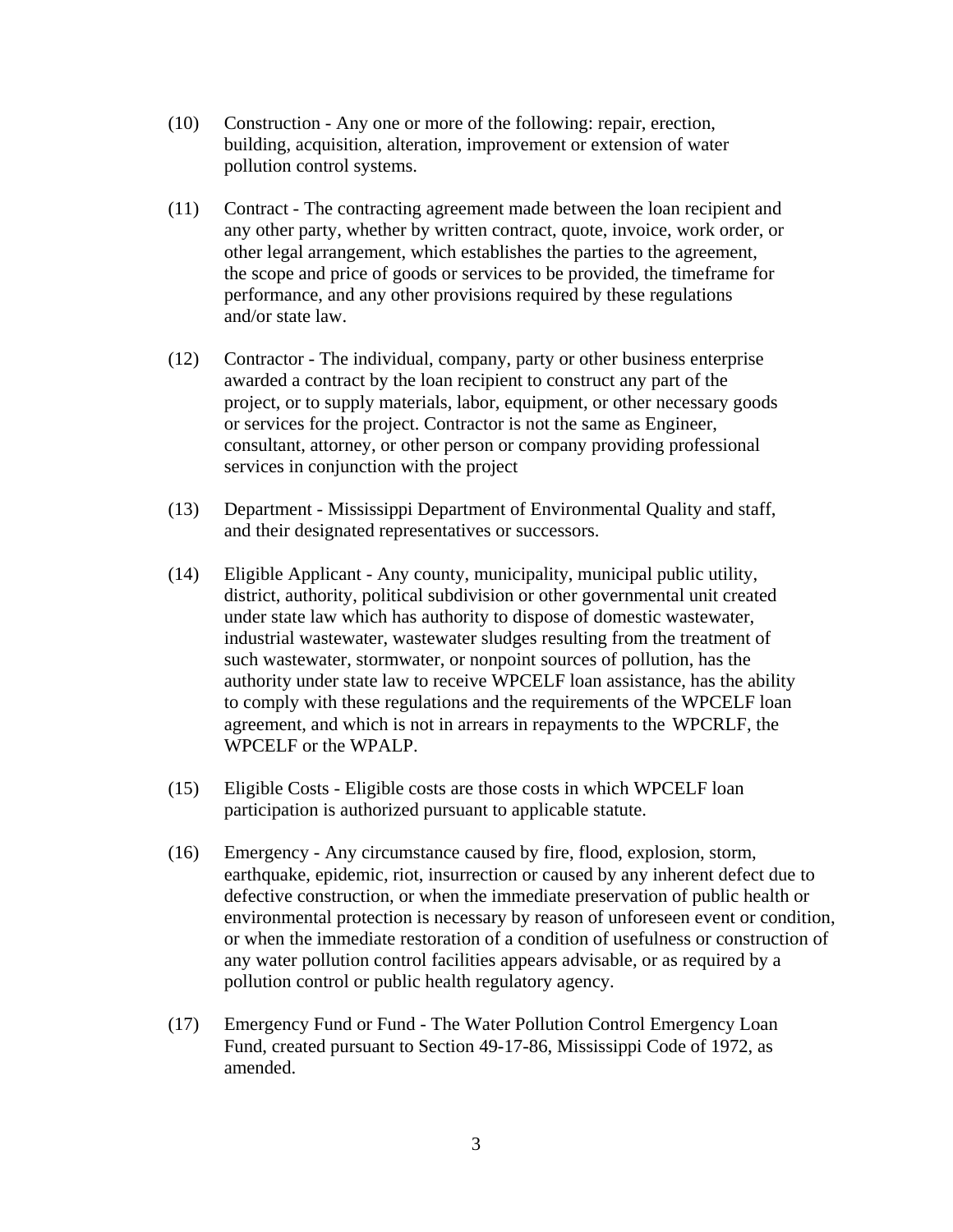(10) Construction - Any one or more of the following: repair, erection, building, acquisition, alteration, improvement or extension of water pollution control systems.

(11) Contract - The contracting agreement made between the loan recipient and any other party, whether by written contract, quote, invoice, work order, or other legal arrangement, which establishes the parties to the agreement, the scope and price of goods or services to be provided, the timeframe for performance, and any other provisions required by these regulations and/or state law.

(12) Contractor - The individual, company, party or other business enterprise awarded a contract by the loan recipient to construct any part of the project, or to supply materials, labor, equipment, or other necessary goods or services for the project. Contractor is not the same as Engineer, consultant, attorney, or other person or company providing professional services in conjunction with the project

(13) Department - Mississippi Department of Environmental Quality and staff, and their designated representatives or successors.

(14) Eligible Applicant - Any county, municipality, municipal public utility, district, authority, political subdivision or other governmental unit created under state law which has authority to dispose of domestic wastewater, industrial wastewater, wastewater sludges resulting from the treatment of such wastewater, stormwater, or nonpoint sources of pollution, has the authority under state law to receive WPCELF loan assistance, has the ability to comply with these regulations and the requirements of the WPCELF loan agreement, and which is not in arrears in repayments to the WPCRLF, the WPCELF or the WPALP.

(15) Eligible Costs - Eligible costs are those costs in which WPCELF loan participation is authorized pursuant to applicable statute.

(16) Emergency - Any circumstance caused by fire, flood, explosion, storm, earthquake, epidemic, riot, insurrection or caused by any inherent defect due to defective construction, or when the immediate preservation of public health or environmental protection is necessary by reason of unforeseen event or condition, or when the immediate restoration of a condition of usefulness or construction of any water pollution control facilities appears advisable, or as required by a pollution control or public health regulatory agency.

(17) Emergency Fund or Fund - The Water Pollution Control Emergency Loan Fund, created pursuant to Section 49-17-86, Mississippi Code of 1972, as amended.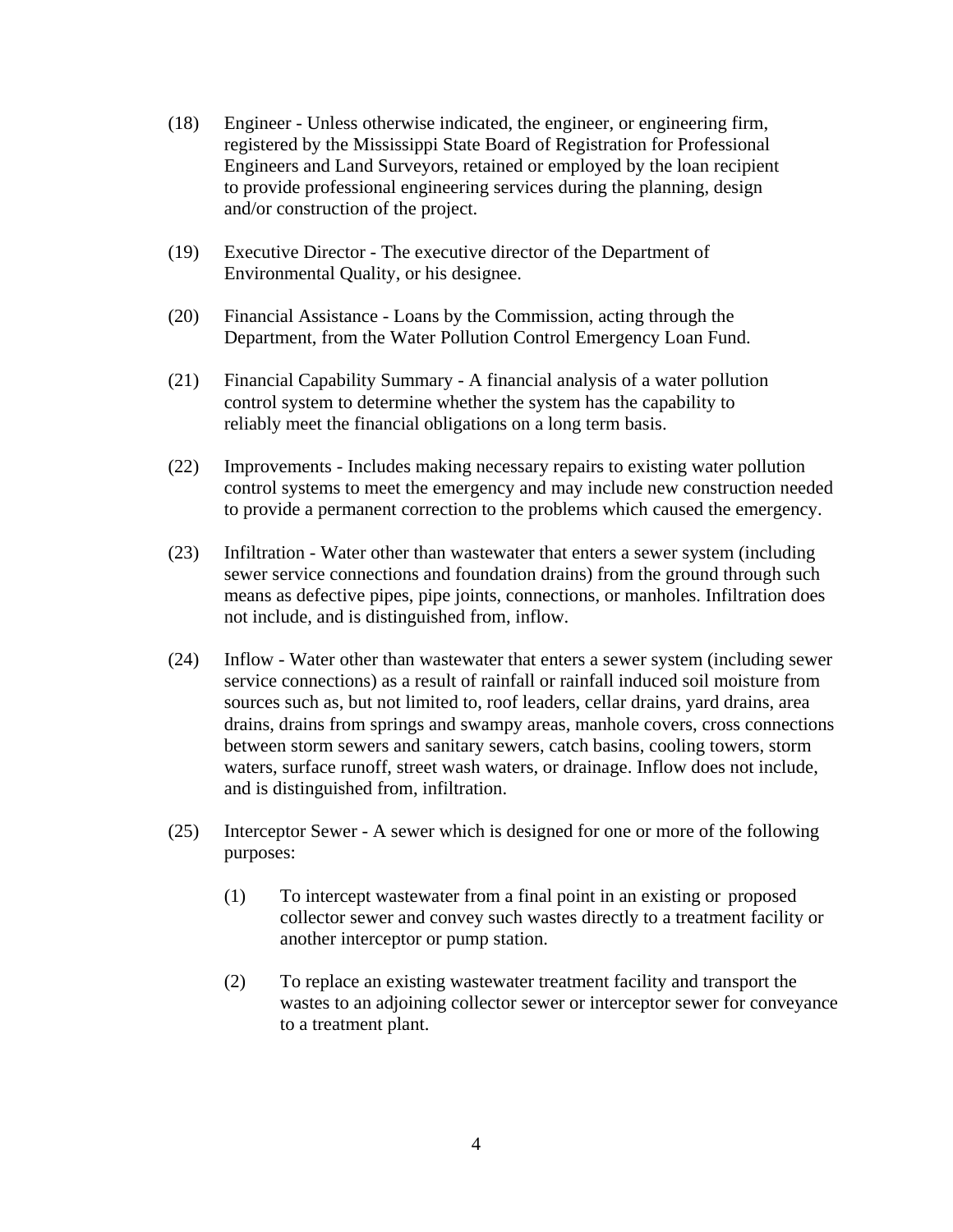(18) Engineer - Unless otherwise indicated, the engineer, or engineering firm, registered by the Mississippi State Board of Registration for Professional Engineers and Land Surveyors, retained or employed by the loan recipient to provide professional engineering services during the planning, design and/or construction of the project.

(19) Executive Director - The executive director of the Department of Environmental Quality, or his designee.

(20) Financial Assistance - Loans by the Commission, acting through the Department, from the Water Pollution Control Emergency Loan Fund.

(21) Financial Capability Summary - A financial analysis of a water pollution control system to determine whether the system has the capability to reliably meet the financial obligations on a long term basis.

(22) Improvements - Includes making necessary repairs to existing water pollution control systems to meet the emergency and may include new construction needed to provide a permanent correction to the problems which caused the emergency.

(23) Infiltration - Water other than wastewater that enters a sewer system (including sewer service connections and foundation drains) from the ground through such means as defective pipes, pipe joints, connections, or manholes. Infiltration does not include, and is distinguished from, inflow.

(24) Inflow - Water other than wastewater that enters a sewer system (including sewer service connections) as a result of rainfall or rainfall induced soil moisture from sources such as, but not limited to, roof leaders, cellar drains, yard drains, area drains, drains from springs and swampy areas, manhole covers, cross connections between storm sewers and sanitary sewers, catch basins, cooling towers, storm waters, surface runoff, street wash waters, or drainage. Inflow does not include, and is distinguished from, infiltration.

(25) Interceptor Sewer - A sewer which is designed for one or more of the following purposes:

    (1) To intercept wastewater from a final point in an existing or proposed collector sewer and convey such wastes directly to a treatment facility or another interceptor or pump station.

    (2) To replace an existing wastewater treatment facility and transport the wastes to an adjoining collector sewer or interceptor sewer for conveyance to a treatment plant.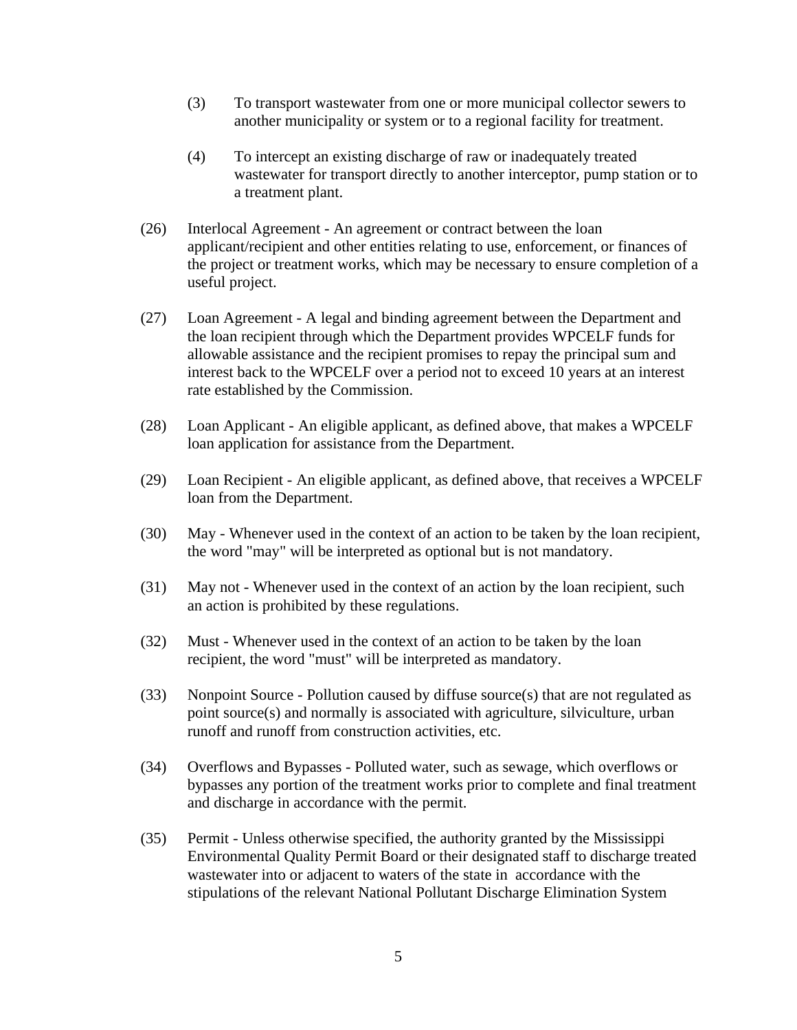(3) To transport wastewater from one or more municipal collector sewers to another municipality or system or to a regional facility for treatment.

(4) To intercept an existing discharge of raw or inadequately treated wastewater for transport directly to another interceptor, pump station or to a treatment plant.

(26) Interlocal Agreement - An agreement or contract between the loan applicant/recipient and other entities relating to use, enforcement, or finances of the project or treatment works, which may be necessary to ensure completion of a useful project.

(27) Loan Agreement - A legal and binding agreement between the Department and the loan recipient through which the Department provides WPCELF funds for allowable assistance and the recipient promises to repay the principal sum and interest back to the WPCELF over a period not to exceed 10 years at an interest rate established by the Commission.

(28) Loan Applicant - An eligible applicant, as defined above, that makes a WPCELF loan application for assistance from the Department.

(29) Loan Recipient - An eligible applicant, as defined above, that receives a WPCELF loan from the Department.

(30) May - Whenever used in the context of an action to be taken by the loan recipient, the word "may" will be interpreted as optional but is not mandatory.

(31) May not - Whenever used in the context of an action by the loan recipient, such an action is prohibited by these regulations.

(32) Must - Whenever used in the context of an action to be taken by the loan recipient, the word "must" will be interpreted as mandatory.

(33) Nonpoint Source - Pollution caused by diffuse source(s) that are not regulated as point source(s) and normally is associated with agriculture, silviculture, urban runoff and runoff from construction activities, etc.

(34) Overflows and Bypasses - Polluted water, such as sewage, which overflows or bypasses any portion of the treatment works prior to complete and final treatment and discharge in accordance with the permit.

(35) Permit - Unless otherwise specified, the authority granted by the Mississippi Environmental Quality Permit Board or their designated staff to discharge treated wastewater into or adjacent to waters of the state in accordance with the stipulations of the relevant National Pollutant Discharge Elimination System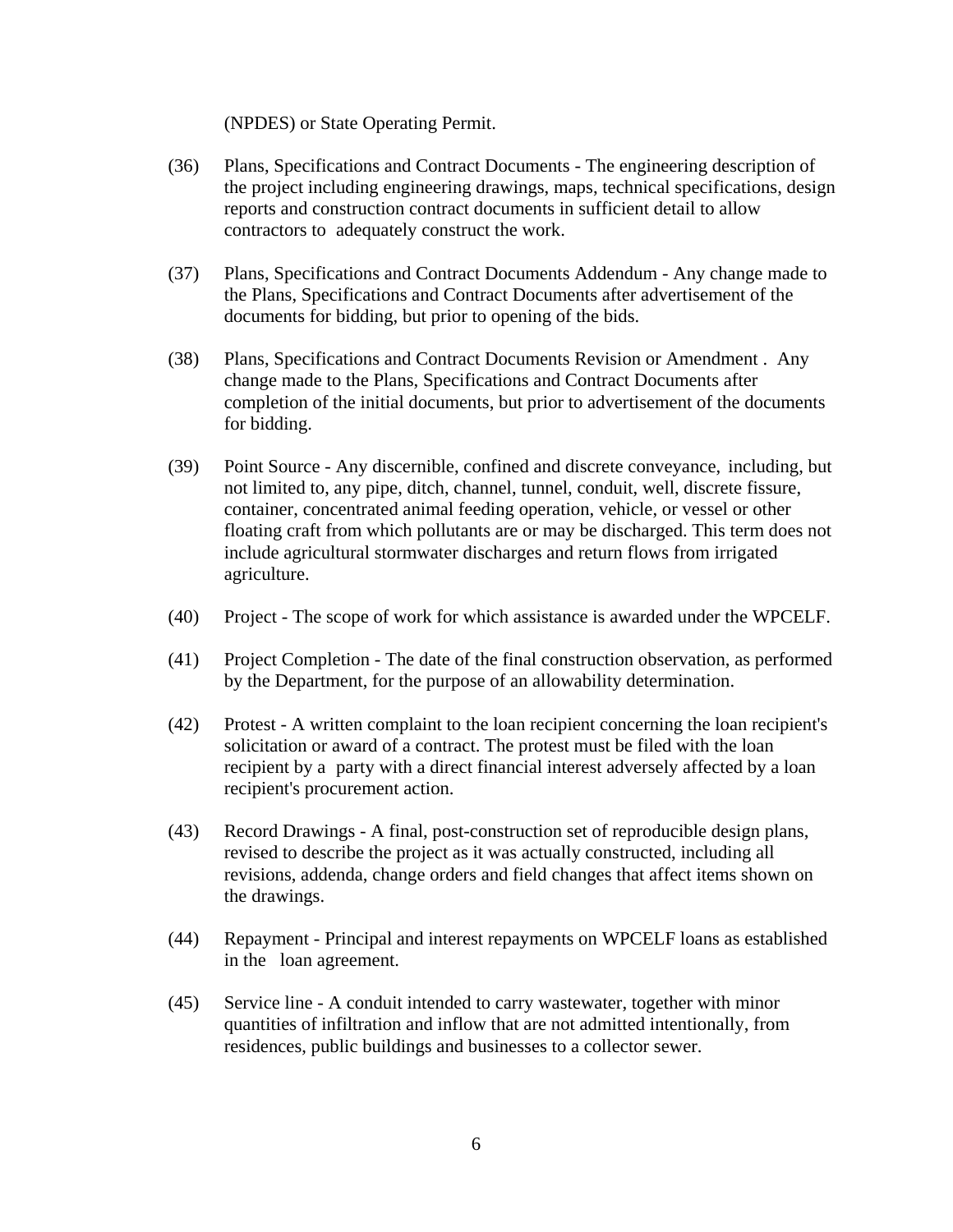(NPDES) or State Operating Permit.

(36) Plans, Specifications and Contract Documents - The engineering description of the project including engineering drawings, maps, technical specifications, design reports and construction contract documents in sufficient detail to allow contractors to adequately construct the work.

(37) Plans, Specifications and Contract Documents Addendum - Any change made to the Plans, Specifications and Contract Documents after advertisement of the documents for bidding, but prior to opening of the bids.

(38) Plans, Specifications and Contract Documents Revision or Amendment . Any change made to the Plans, Specifications and Contract Documents after completion of the initial documents, but prior to advertisement of the documents for bidding.

(39) Point Source - Any discernible, confined and discrete conveyance, including, but not limited to, any pipe, ditch, channel, tunnel, conduit, well, discrete fissure, container, concentrated animal feeding operation, vehicle, or vessel or other floating craft from which pollutants are or may be discharged. This term does not include agricultural stormwater discharges and return flows from irrigated agriculture.

(40) Project - The scope of work for which assistance is awarded under the WPCELF.

(41) Project Completion - The date of the final construction observation, as performed by the Department, for the purpose of an allowability determination.

(42) Protest - A written complaint to the loan recipient concerning the loan recipient's solicitation or award of a contract. The protest must be filed with the loan recipient by a party with a direct financial interest adversely affected by a loan recipient's procurement action.

(43) Record Drawings - A final, post-construction set of reproducible design plans, revised to describe the project as it was actually constructed, including all revisions, addenda, change orders and field changes that affect items shown on the drawings.

(44) Repayment - Principal and interest repayments on WPCELF loans as established in the loan agreement.

(45) Service line - A conduit intended to carry wastewater, together with minor quantities of infiltration and inflow that are not admitted intentionally, from residences, public buildings and businesses to a collector sewer.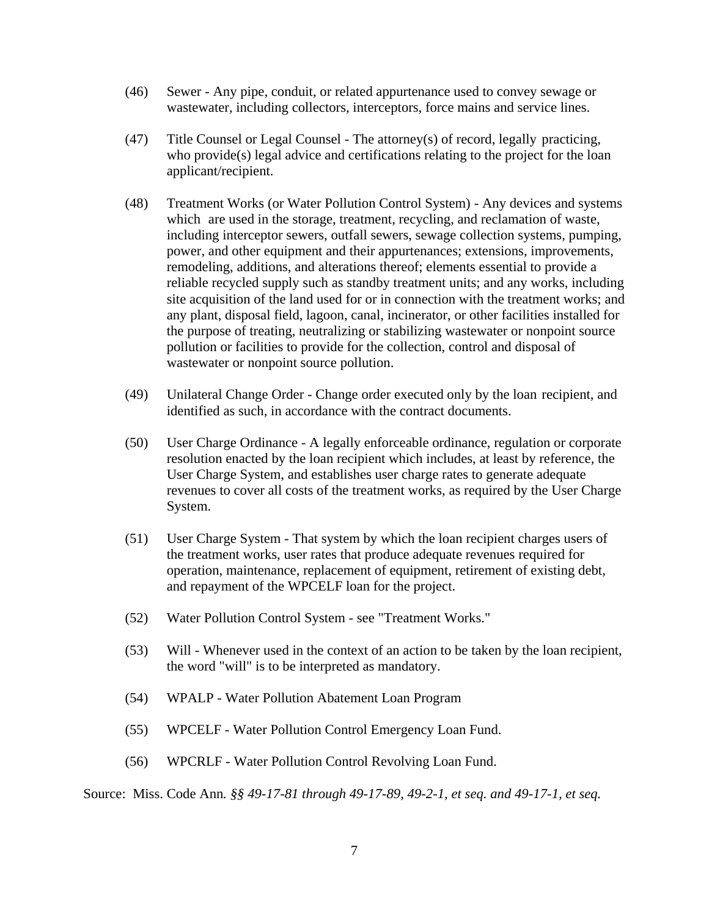(46) Sewer - Any pipe, conduit, or related appurtenance used to convey sewage or wastewater, including collectors, interceptors, force mains and service lines.

(47) Title Counsel or Legal Counsel - The attorney(s) of record, legally practicing, who provide(s) legal advice and certifications relating to the project for the loan applicant/recipient.

(48) Treatment Works (or Water Pollution Control System) - Any devices and systems which are used in the storage, treatment, recycling, and reclamation of waste, including interceptor sewers, outfall sewers, sewage collection systems, pumping, power, and other equipment and their appurtenances; extensions, improvements, remodeling, additions, and alterations thereof; elements essential to provide a reliable recycled supply such as standby treatment units; and any works, including site acquisition of the land used for or in connection with the treatment works; and any plant, disposal field, lagoon, canal, incinerator, or other facilities installed for the purpose of treating, neutralizing or stabilizing wastewater or nonpoint source pollution or facilities to provide for the collection, control and disposal of wastewater or nonpoint source pollution.

(49) Unilateral Change Order - Change order executed only by the loan recipient, and identified as such, in accordance with the contract documents.

(50) User Charge Ordinance - A legally enforceable ordinance, regulation or corporate resolution enacted by the loan recipient which includes, at least by reference, the User Charge System, and establishes user charge rates to generate adequate revenues to cover all costs of the treatment works, as required by the User Charge System.

(51) User Charge System - That system by which the loan recipient charges users of the treatment works, user rates that produce adequate revenues required for operation, maintenance, replacement of equipment, retirement of existing debt, and repayment of the WPCELF loan for the project.

(52) Water Pollution Control System - see "Treatment Works."

(53) Will - Whenever used in the context of an action to be taken by the loan recipient, the word "will" is to be interpreted as mandatory.

(54) WPALP - Water Pollution Abatement Loan Program

(55) WPCELF - Water Pollution Control Emergency Loan Fund.

(56) WPCRLF - Water Pollution Control Revolving Loan Fund.

Source: Miss. Code Ann. *§§ 49-17-81 through 49-17-89, 49-2-1, et seq. and 49-17-1, et seq.*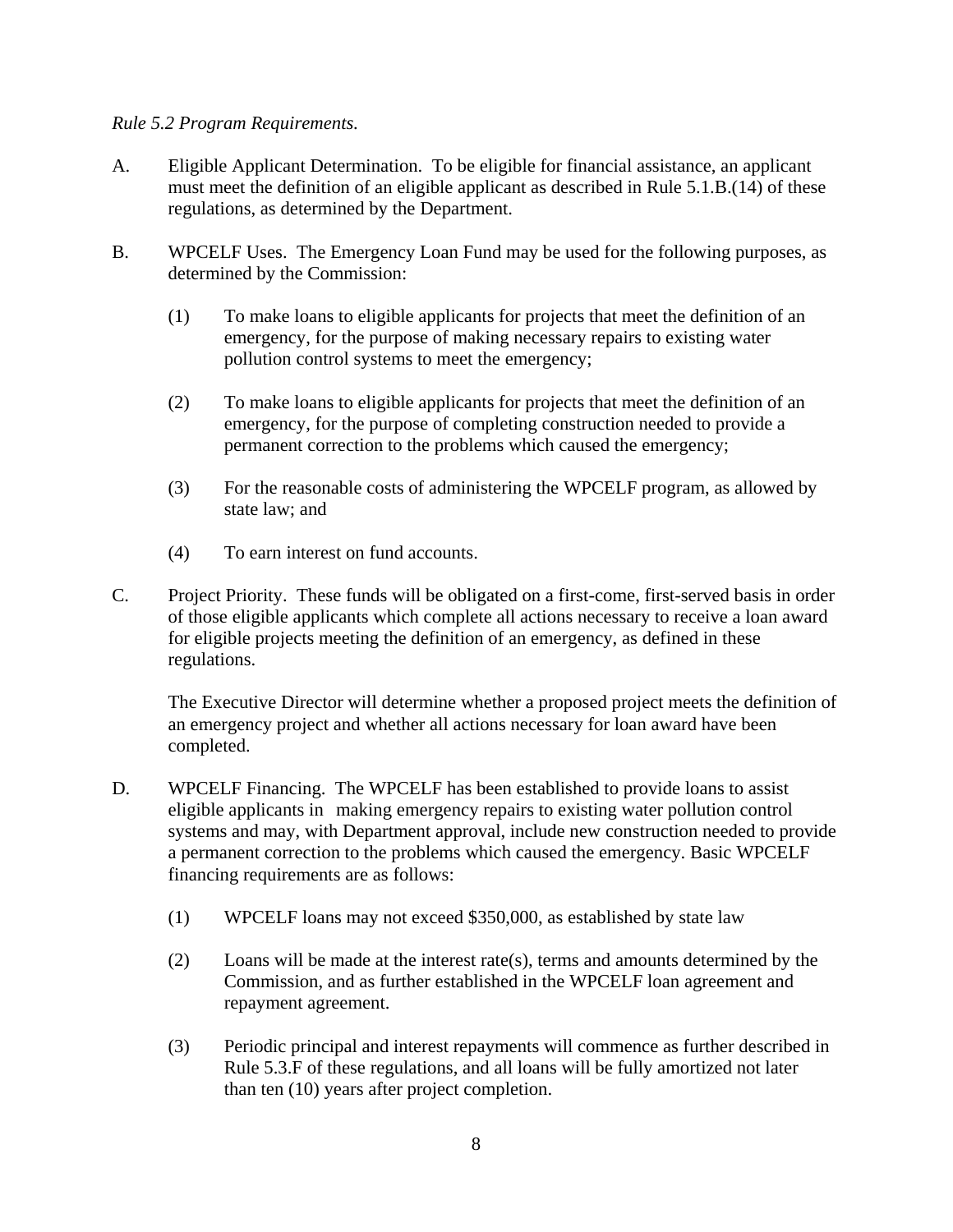*Rule 5.2 Program Requirements.*

A. Eligible Applicant Determination. To be eligible for financial assistance, an applicant must meet the definition of an eligible applicant as described in Rule 5.1.B.(14) of these regulations, as determined by the Department.

B. WPCELF Uses. The Emergency Loan Fund may be used for the following purposes, as determined by the Commission:

   (1) To make loans to eligible applicants for projects that meet the definition of an emergency, for the purpose of making necessary repairs to existing water pollution control systems to meet the emergency;

   (2) To make loans to eligible applicants for projects that meet the definition of an emergency, for the purpose of completing construction needed to provide a permanent correction to the problems which caused the emergency;

   (3) For the reasonable costs of administering the WPCELF program, as allowed by state law; and

   (4) To earn interest on fund accounts.

C. Project Priority. These funds will be obligated on a first-come, first-served basis in order of those eligible applicants which complete all actions necessary to receive a loan award for eligible projects meeting the definition of an emergency, as defined in these regulations.

   The Executive Director will determine whether a proposed project meets the definition of an emergency project and whether all actions necessary for loan award have been completed.

D. WPCELF Financing. The WPCELF has been established to provide loans to assist eligible applicants in making emergency repairs to existing water pollution control systems and may, with Department approval, include new construction needed to provide a permanent correction to the problems which caused the emergency. Basic WPCELF financing requirements are as follows:

   (1) WPCELF loans may not exceed $350,000, as established by state law

   (2) Loans will be made at the interest rate(s), terms and amounts determined by the Commission, and as further established in the WPCELF loan agreement and repayment agreement.

   (3) Periodic principal and interest repayments will commence as further described in Rule 5.3.F of these regulations, and all loans will be fully amortized not later than ten (10) years after project completion.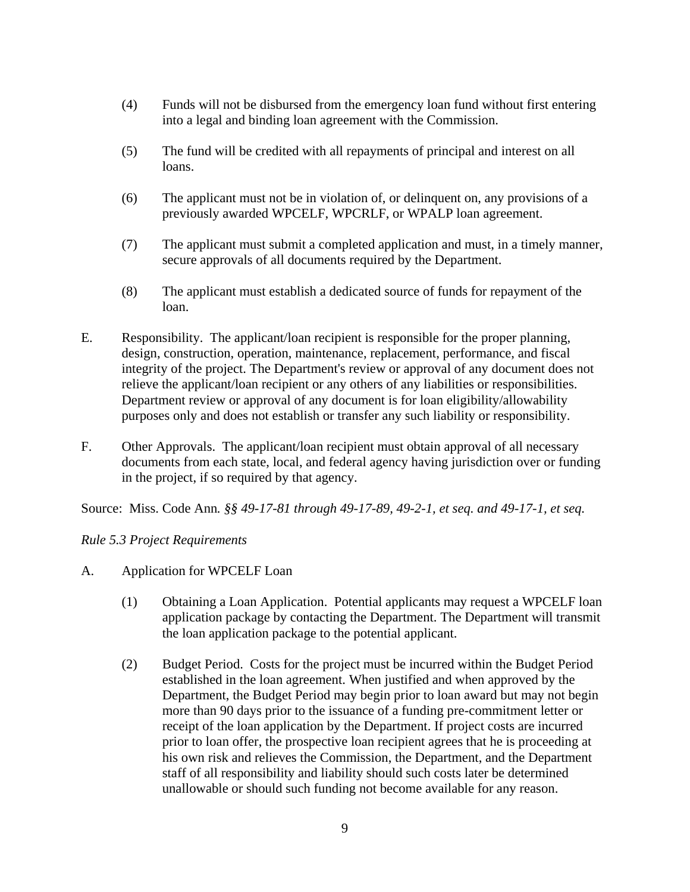(4) Funds will not be disbursed from the emergency loan fund without first entering into a legal and binding loan agreement with the Commission.

(5) The fund will be credited with all repayments of principal and interest on all loans.

(6) The applicant must not be in violation of, or delinquent on, any provisions of a previously awarded WPCELF, WPCRLF, or WPALP loan agreement.

(7) The applicant must submit a completed application and must, in a timely manner, secure approvals of all documents required by the Department.

(8) The applicant must establish a dedicated source of funds for repayment of the loan.

E. Responsibility. The applicant/loan recipient is responsible for the proper planning, design, construction, operation, maintenance, replacement, performance, and fiscal integrity of the project. The Department's review or approval of any document does not relieve the applicant/loan recipient or any others of any liabilities or responsibilities. Department review or approval of any document is for loan eligibility/allowability purposes only and does not establish or transfer any such liability or responsibility.

F. Other Approvals. The applicant/loan recipient must obtain approval of all necessary documents from each state, local, and federal agency having jurisdiction over or funding in the project, if so required by that agency.

Source: Miss. Code Ann*. §§ 49-17-81 through 49-17-89, 49-2-1, et seq. and 49-17-1, et seq.*

*Rule 5.3 Project Requirements*

A. Application for WPCELF Loan

(1) Obtaining a Loan Application. Potential applicants may request a WPCELF loan application package by contacting the Department. The Department will transmit the loan application package to the potential applicant.

(2) Budget Period. Costs for the project must be incurred within the Budget Period established in the loan agreement. When justified and when approved by the Department, the Budget Period may begin prior to loan award but may not begin more than 90 days prior to the issuance of a funding pre-commitment letter or receipt of the loan application by the Department. If project costs are incurred prior to loan offer, the prospective loan recipient agrees that he is proceeding at his own risk and relieves the Commission, the Department, and the Department staff of all responsibility and liability should such costs later be determined unallowable or should such funding not become available for any reason.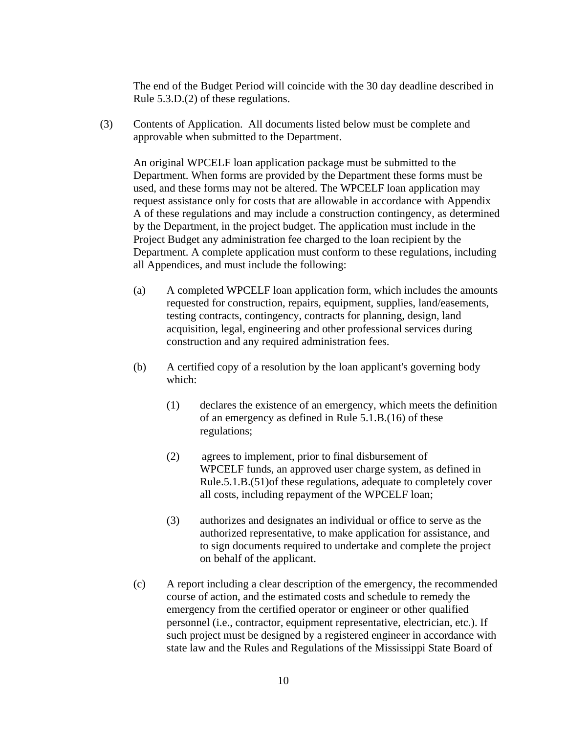The end of the Budget Period will coincide with the 30 day deadline described in Rule 5.3.D.(2) of these regulations.

(3) Contents of Application. All documents listed below must be complete and approvable when submitted to the Department.

An original WPCELF loan application package must be submitted to the Department. When forms are provided by the Department these forms must be used, and these forms may not be altered. The WPCELF loan application may request assistance only for costs that are allowable in accordance with Appendix A of these regulations and may include a construction contingency, as determined by the Department, in the project budget. The application must include in the Project Budget any administration fee charged to the loan recipient by the Department. A complete application must conform to these regulations, including all Appendices, and must include the following:

(a) A completed WPCELF loan application form, which includes the amounts requested for construction, repairs, equipment, supplies, land/easements, testing contracts, contingency, contracts for planning, design, land acquisition, legal, engineering and other professional services during construction and any required administration fees.

(b) A certified copy of a resolution by the loan applicant's governing body which:

(1) declares the existence of an emergency, which meets the definition of an emergency as defined in Rule 5.1.B.(16) of these regulations;

(2) agrees to implement, prior to final disbursement of WPCELF funds, an approved user charge system, as defined in Rule.5.1.B.(51)of these regulations, adequate to completely cover all costs, including repayment of the WPCELF loan;

(3) authorizes and designates an individual or office to serve as the authorized representative, to make application for assistance, and to sign documents required to undertake and complete the project on behalf of the applicant.

(c) A report including a clear description of the emergency, the recommended course of action, and the estimated costs and schedule to remedy the emergency from the certified operator or engineer or other qualified personnel (i.e., contractor, equipment representative, electrician, etc.). If such project must be designed by a registered engineer in accordance with state law and the Rules and Regulations of the Mississippi State Board of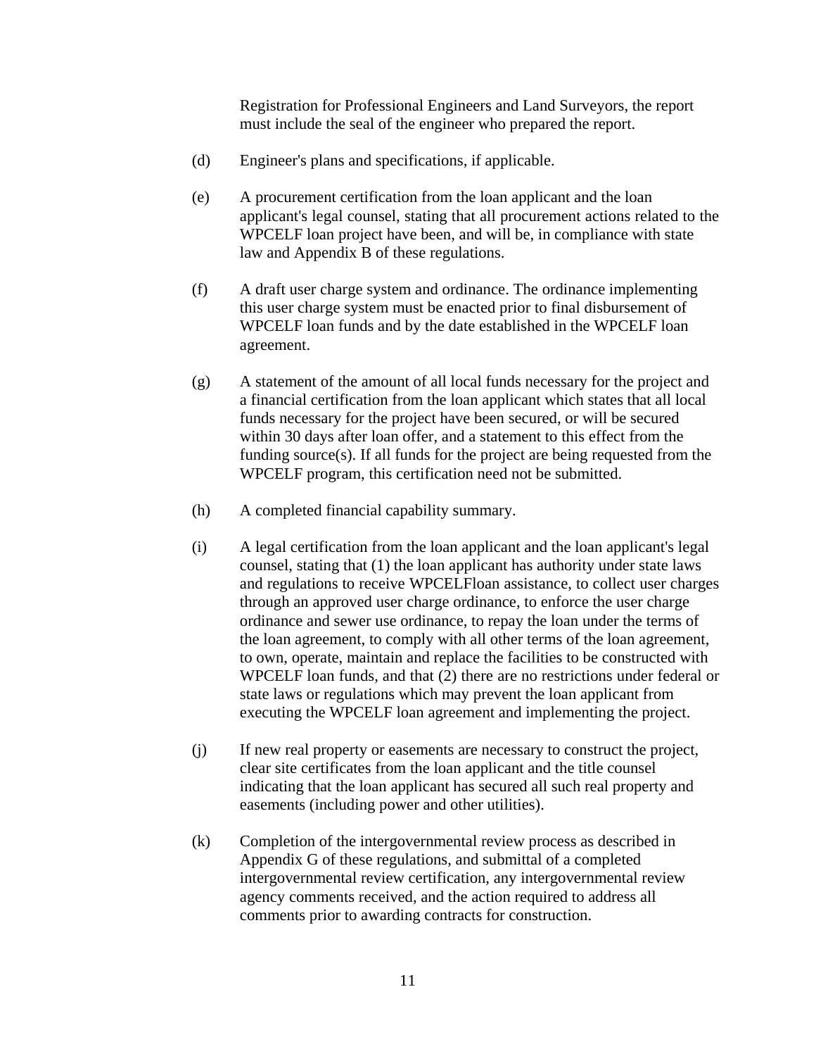Registration for Professional Engineers and Land Surveyors, the report must include the seal of the engineer who prepared the report.

(d) Engineer's plans and specifications, if applicable.

(e) A procurement certification from the loan applicant and the loan applicant's legal counsel, stating that all procurement actions related to the WPCELF loan project have been, and will be, in compliance with state law and Appendix B of these regulations.

(f) A draft user charge system and ordinance. The ordinance implementing this user charge system must be enacted prior to final disbursement of WPCELF loan funds and by the date established in the WPCELF loan agreement.

(g) A statement of the amount of all local funds necessary for the project and a financial certification from the loan applicant which states that all local funds necessary for the project have been secured, or will be secured within 30 days after loan offer, and a statement to this effect from the funding source(s). If all funds for the project are being requested from the WPCELF program, this certification need not be submitted.

(h) A completed financial capability summary.

(i) A legal certification from the loan applicant and the loan applicant's legal counsel, stating that (1) the loan applicant has authority under state laws and regulations to receive WPCELFloan assistance, to collect user charges through an approved user charge ordinance, to enforce the user charge ordinance and sewer use ordinance, to repay the loan under the terms of the loan agreement, to comply with all other terms of the loan agreement, to own, operate, maintain and replace the facilities to be constructed with WPCELF loan funds, and that (2) there are no restrictions under federal or state laws or regulations which may prevent the loan applicant from executing the WPCELF loan agreement and implementing the project.

(j) If new real property or easements are necessary to construct the project, clear site certificates from the loan applicant and the title counsel indicating that the loan applicant has secured all such real property and easements (including power and other utilities).

(k) Completion of the intergovernmental review process as described in Appendix G of these regulations, and submittal of a completed intergovernmental review certification, any intergovernmental review agency comments received, and the action required to address all comments prior to awarding contracts for construction.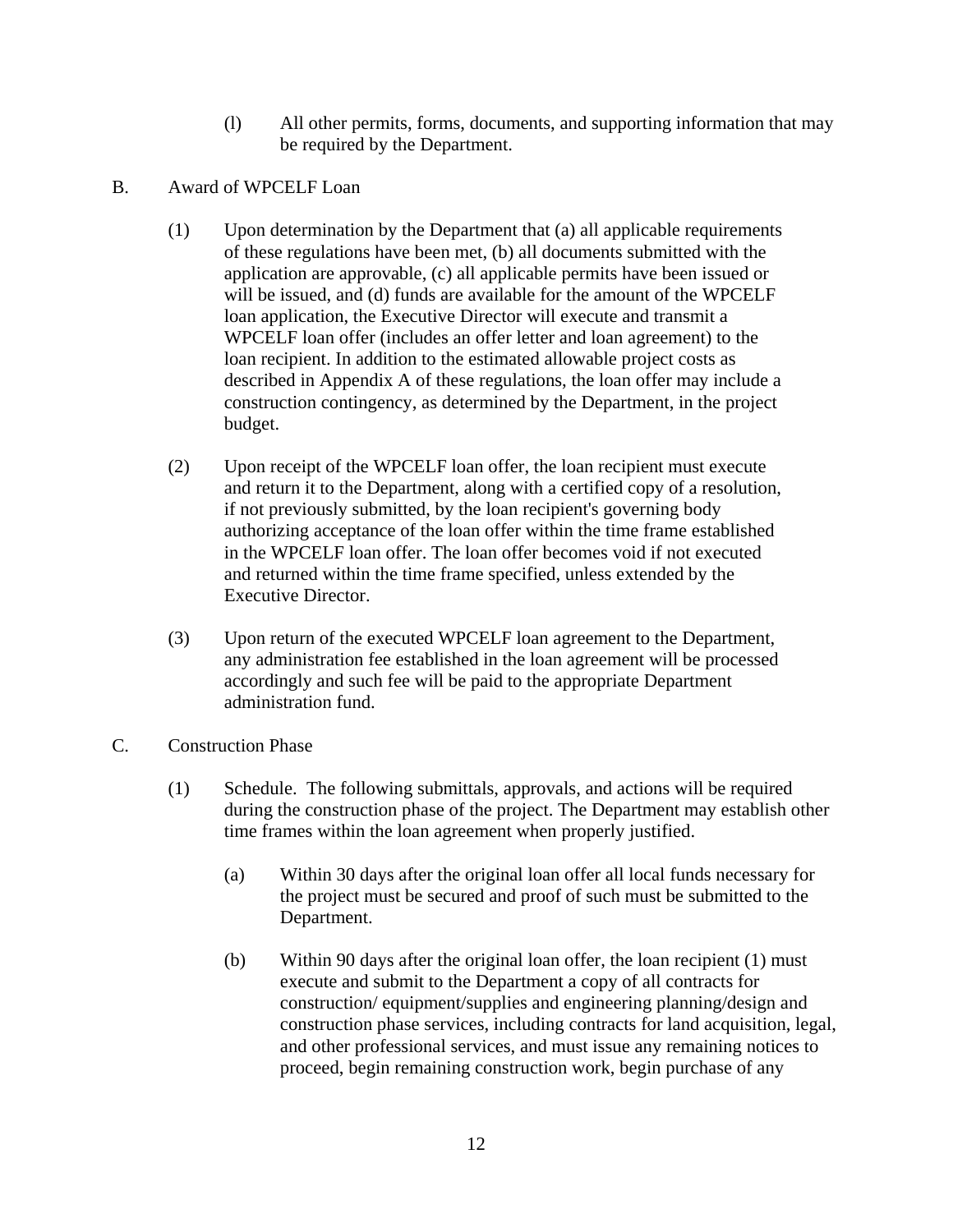(l) All other permits, forms, documents, and supporting information that may be required by the Department.

B. Award of WPCELF Loan

(1) Upon determination by the Department that (a) all applicable requirements of these regulations have been met, (b) all documents submitted with the application are approvable, (c) all applicable permits have been issued or will be issued, and (d) funds are available for the amount of the WPCELF loan application, the Executive Director will execute and transmit a WPCELF loan offer (includes an offer letter and loan agreement) to the loan recipient. In addition to the estimated allowable project costs as described in Appendix A of these regulations, the loan offer may include a construction contingency, as determined by the Department, in the project budget.

(2) Upon receipt of the WPCELF loan offer, the loan recipient must execute and return it to the Department, along with a certified copy of a resolution, if not previously submitted, by the loan recipient's governing body authorizing acceptance of the loan offer within the time frame established in the WPCELF loan offer. The loan offer becomes void if not executed and returned within the time frame specified, unless extended by the Executive Director.

(3) Upon return of the executed WPCELF loan agreement to the Department, any administration fee established in the loan agreement will be processed accordingly and such fee will be paid to the appropriate Department administration fund.

C. Construction Phase

(1) Schedule. The following submittals, approvals, and actions will be required during the construction phase of the project. The Department may establish other time frames within the loan agreement when properly justified.

(a) Within 30 days after the original loan offer all local funds necessary for the project must be secured and proof of such must be submitted to the Department.

(b) Within 90 days after the original loan offer, the loan recipient (1) must execute and submit to the Department a copy of all contracts for construction/ equipment/supplies and engineering planning/design and construction phase services, including contracts for land acquisition, legal, and other professional services, and must issue any remaining notices to proceed, begin remaining construction work, begin purchase of any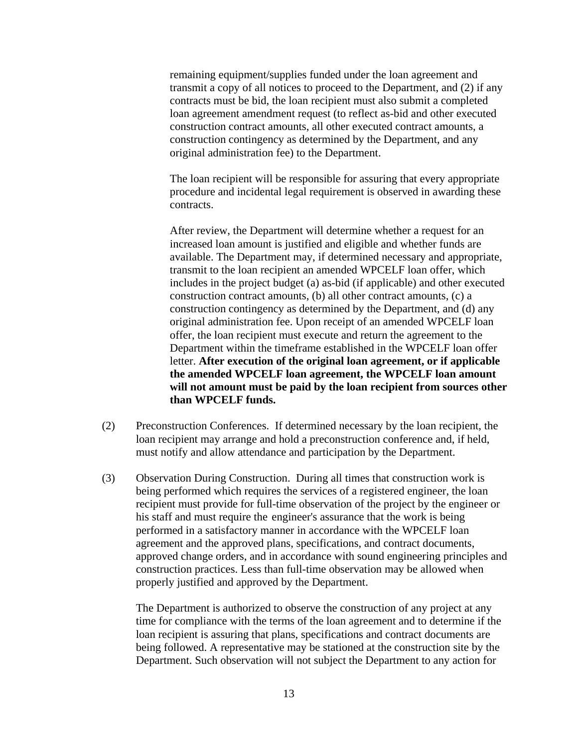remaining equipment/supplies funded under the loan agreement and transmit a copy of all notices to proceed to the Department, and (2) if any contracts must be bid, the loan recipient must also submit a completed loan agreement amendment request (to reflect as-bid and other executed construction contract amounts, all other executed contract amounts, a construction contingency as determined by the Department, and any original administration fee) to the Department.

The loan recipient will be responsible for assuring that every appropriate procedure and incidental legal requirement is observed in awarding these contracts.

After review, the Department will determine whether a request for an increased loan amount is justified and eligible and whether funds are available. The Department may, if determined necessary and appropriate, transmit to the loan recipient an amended WPCELF loan offer, which includes in the project budget (a) as-bid (if applicable) and other executed construction contract amounts, (b) all other contract amounts, (c) a construction contingency as determined by the Department, and (d) any original administration fee. Upon receipt of an amended WPCELF loan offer, the loan recipient must execute and return the agreement to the Department within the timeframe established in the WPCELF loan offer letter. **After execution of the original loan agreement, or if applicable the amended WPCELF loan agreement, the WPCELF loan amount will not amount must be paid by the loan recipient from sources other than WPCELF funds.**

(2) Preconstruction Conferences. If determined necessary by the loan recipient, the loan recipient may arrange and hold a preconstruction conference and, if held, must notify and allow attendance and participation by the Department.

(3) Observation During Construction. During all times that construction work is being performed which requires the services of a registered engineer, the loan recipient must provide for full-time observation of the project by the engineer or his staff and must require the engineer's assurance that the work is being performed in a satisfactory manner in accordance with the WPCELF loan agreement and the approved plans, specifications, and contract documents, approved change orders, and in accordance with sound engineering principles and construction practices. Less than full-time observation may be allowed when properly justified and approved by the Department.

The Department is authorized to observe the construction of any project at any time for compliance with the terms of the loan agreement and to determine if the loan recipient is assuring that plans, specifications and contract documents are being followed. A representative may be stationed at the construction site by the Department. Such observation will not subject the Department to any action for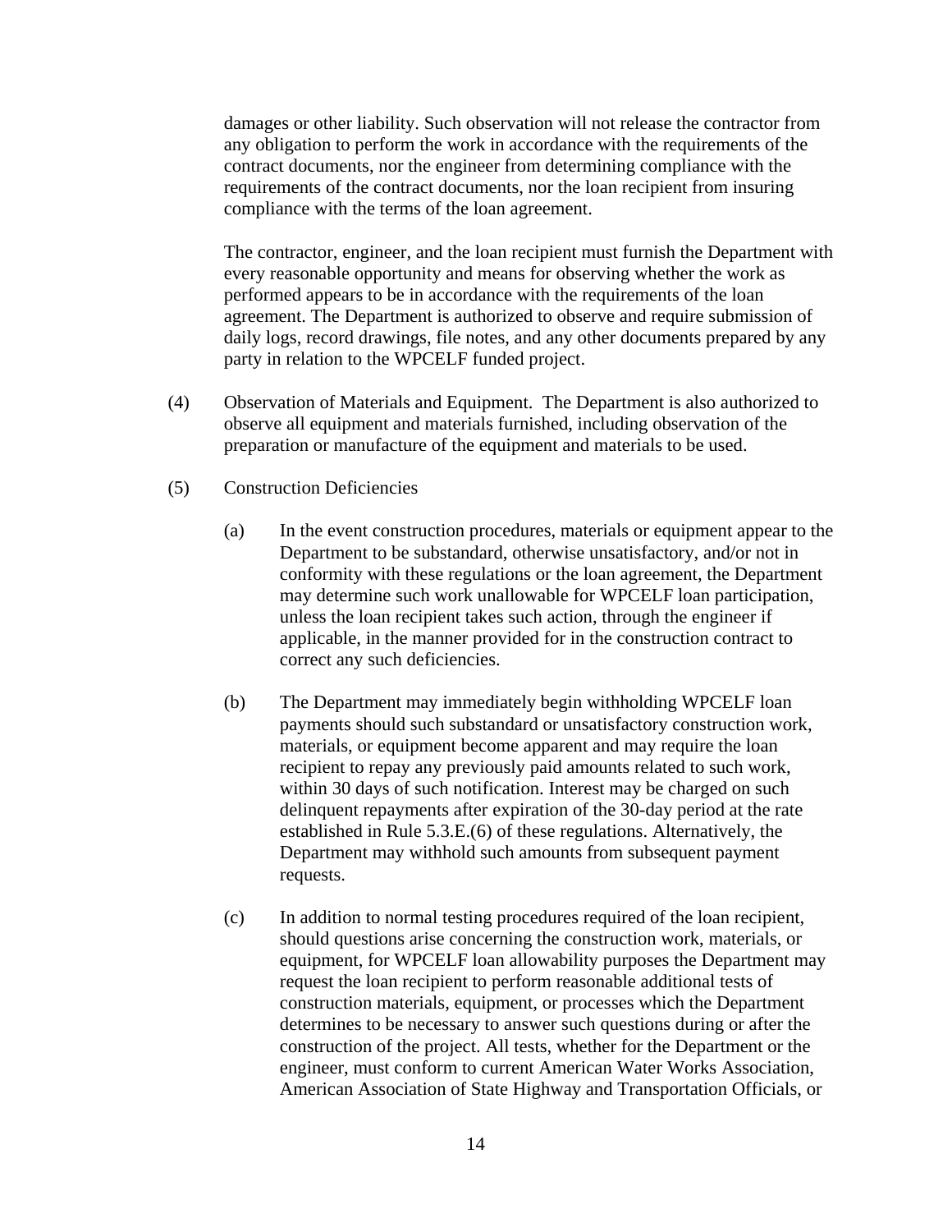damages or other liability. Such observation will not release the contractor from any obligation to perform the work in accordance with the requirements of the contract documents, nor the engineer from determining compliance with the requirements of the contract documents, nor the loan recipient from insuring compliance with the terms of the loan agreement.

The contractor, engineer, and the loan recipient must furnish the Department with every reasonable opportunity and means for observing whether the work as performed appears to be in accordance with the requirements of the loan agreement. The Department is authorized to observe and require submission of daily logs, record drawings, file notes, and any other documents prepared by any party in relation to the WPCELF funded project.

(4) Observation of Materials and Equipment. The Department is also authorized to observe all equipment and materials furnished, including observation of the preparation or manufacture of the equipment and materials to be used.

(5) Construction Deficiencies

(a) In the event construction procedures, materials or equipment appear to the Department to be substandard, otherwise unsatisfactory, and/or not in conformity with these regulations or the loan agreement, the Department may determine such work unallowable for WPCELF loan participation, unless the loan recipient takes such action, through the engineer if applicable, in the manner provided for in the construction contract to correct any such deficiencies.

(b) The Department may immediately begin withholding WPCELF loan payments should such substandard or unsatisfactory construction work, materials, or equipment become apparent and may require the loan recipient to repay any previously paid amounts related to such work, within 30 days of such notification. Interest may be charged on such delinquent repayments after expiration of the 30-day period at the rate established in Rule 5.3.E.(6) of these regulations. Alternatively, the Department may withhold such amounts from subsequent payment requests.

(c) In addition to normal testing procedures required of the loan recipient, should questions arise concerning the construction work, materials, or equipment, for WPCELF loan allowability purposes the Department may request the loan recipient to perform reasonable additional tests of construction materials, equipment, or processes which the Department determines to be necessary to answer such questions during or after the construction of the project. All tests, whether for the Department or the engineer, must conform to current American Water Works Association, American Association of State Highway and Transportation Officials, or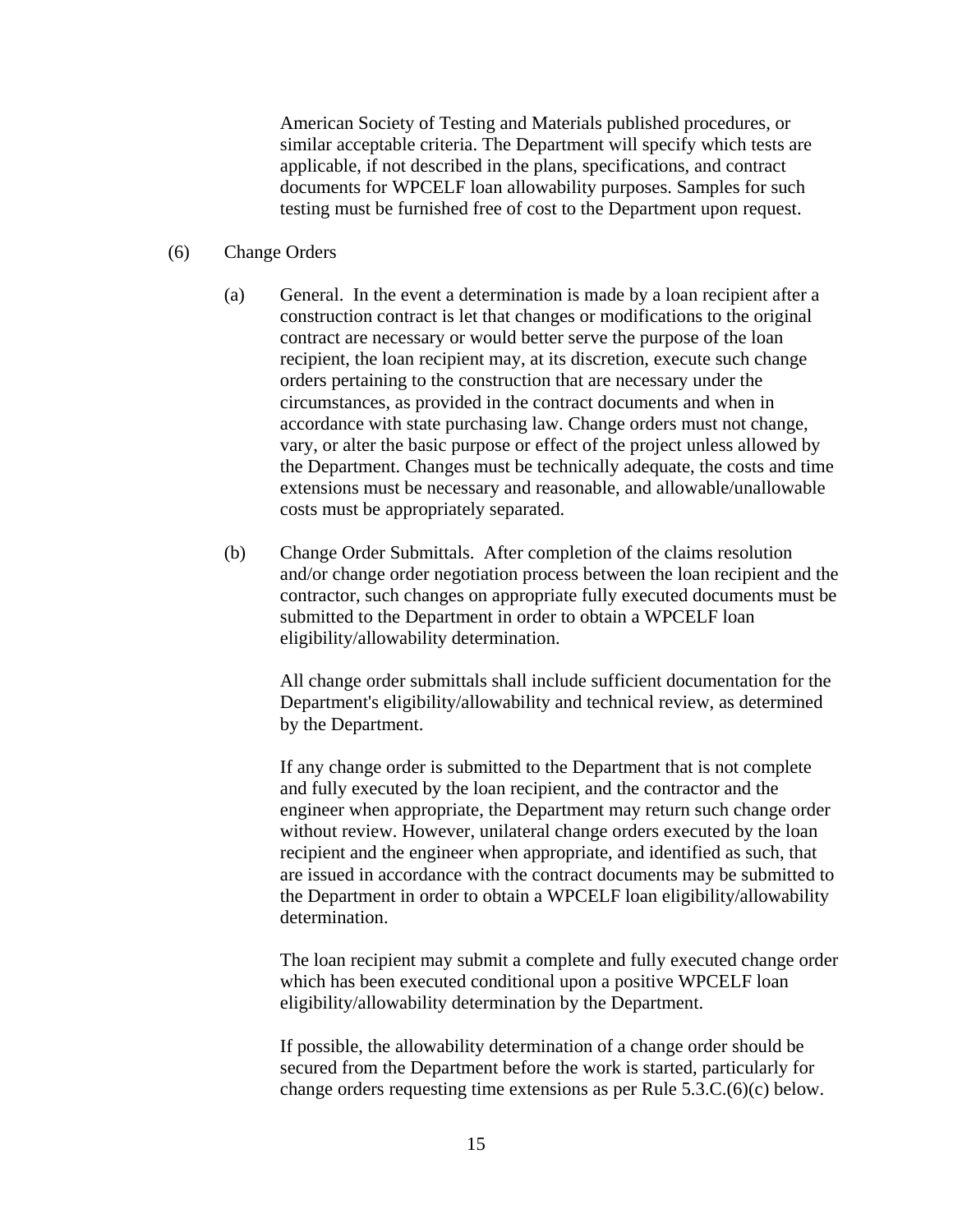American Society of Testing and Materials published procedures, or similar acceptable criteria. The Department will specify which tests are applicable, if not described in the plans, specifications, and contract documents for WPCELF loan allowability purposes. Samples for such testing must be furnished free of cost to the Department upon request.

(6) Change Orders

(a) General. In the event a determination is made by a loan recipient after a construction contract is let that changes or modifications to the original contract are necessary or would better serve the purpose of the loan recipient, the loan recipient may, at its discretion, execute such change orders pertaining to the construction that are necessary under the circumstances, as provided in the contract documents and when in accordance with state purchasing law. Change orders must not change, vary, or alter the basic purpose or effect of the project unless allowed by the Department. Changes must be technically adequate, the costs and time extensions must be necessary and reasonable, and allowable/unallowable costs must be appropriately separated.

(b) Change Order Submittals. After completion of the claims resolution and/or change order negotiation process between the loan recipient and the contractor, such changes on appropriate fully executed documents must be submitted to the Department in order to obtain a WPCELF loan eligibility/allowability determination.

All change order submittals shall include sufficient documentation for the Department's eligibility/allowability and technical review, as determined by the Department.

If any change order is submitted to the Department that is not complete and fully executed by the loan recipient, and the contractor and the engineer when appropriate, the Department may return such change order without review. However, unilateral change orders executed by the loan recipient and the engineer when appropriate, and identified as such, that are issued in accordance with the contract documents may be submitted to the Department in order to obtain a WPCELF loan eligibility/allowability determination.

The loan recipient may submit a complete and fully executed change order which has been executed conditional upon a positive WPCELF loan eligibility/allowability determination by the Department.

If possible, the allowability determination of a change order should be secured from the Department before the work is started, particularly for change orders requesting time extensions as per Rule 5.3.C.(6)(c) below.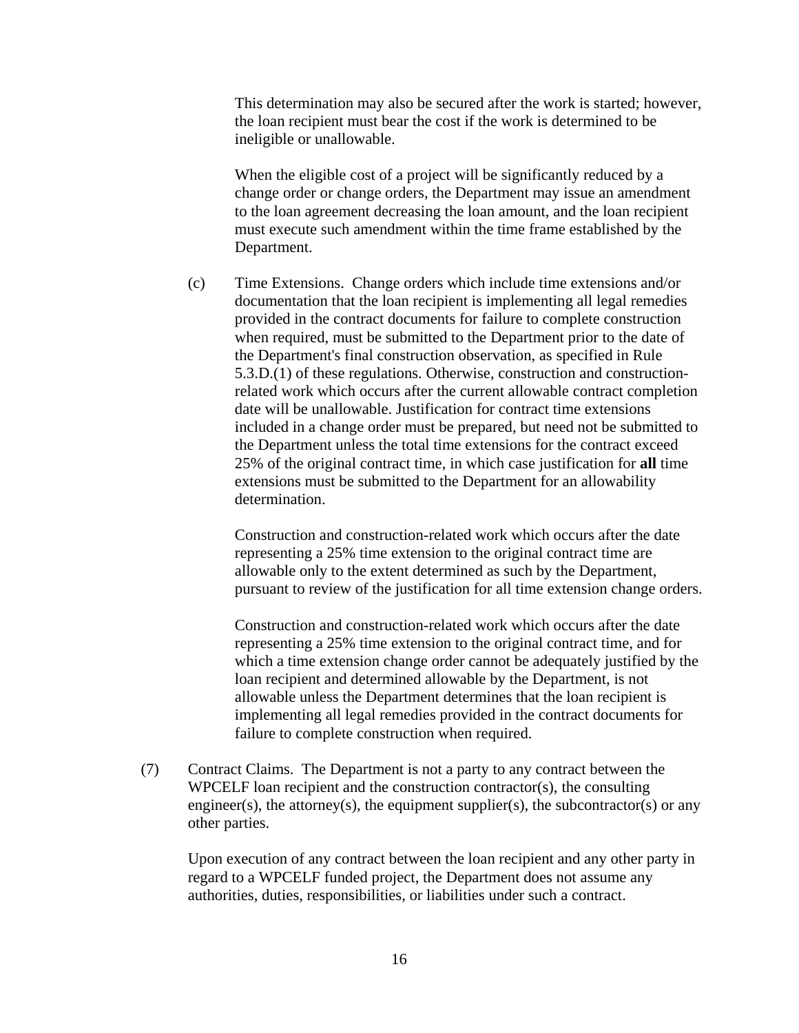This determination may also be secured after the work is started; however, the loan recipient must bear the cost if the work is determined to be ineligible or unallowable.

When the eligible cost of a project will be significantly reduced by a change order or change orders, the Department may issue an amendment to the loan agreement decreasing the loan amount, and the loan recipient must execute such amendment within the time frame established by the Department.

(c) Time Extensions. Change orders which include time extensions and/or documentation that the loan recipient is implementing all legal remedies provided in the contract documents for failure to complete construction when required, must be submitted to the Department prior to the date of the Department's final construction observation, as specified in Rule 5.3.D.(1) of these regulations. Otherwise, construction and construction-related work which occurs after the current allowable contract completion date will be unallowable. Justification for contract time extensions included in a change order must be prepared, but need not be submitted to the Department unless the total time extensions for the contract exceed 25% of the original contract time, in which case justification for **all** time extensions must be submitted to the Department for an allowability determination.

Construction and construction-related work which occurs after the date representing a 25% time extension to the original contract time are allowable only to the extent determined as such by the Department, pursuant to review of the justification for all time extension change orders.

Construction and construction-related work which occurs after the date representing a 25% time extension to the original contract time, and for which a time extension change order cannot be adequately justified by the loan recipient and determined allowable by the Department, is not allowable unless the Department determines that the loan recipient is implementing all legal remedies provided in the contract documents for failure to complete construction when required.

(7) Contract Claims. The Department is not a party to any contract between the WPCELF loan recipient and the construction contractor(s), the consulting engineer(s), the attorney(s), the equipment supplier(s), the subcontractor(s) or any other parties.

Upon execution of any contract between the loan recipient and any other party in regard to a WPCELF funded project, the Department does not assume any authorities, duties, responsibilities, or liabilities under such a contract.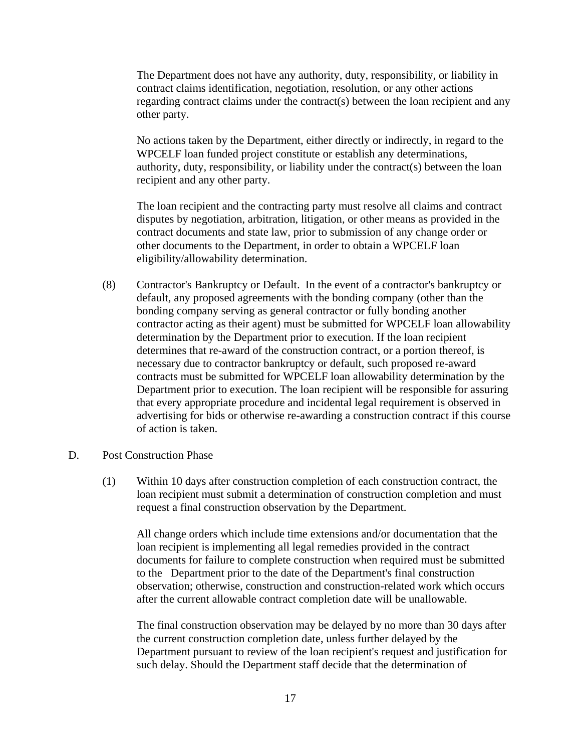The Department does not have any authority, duty, responsibility, or liability in contract claims identification, negotiation, resolution, or any other actions regarding contract claims under the contract(s) between the loan recipient and any other party.

No actions taken by the Department, either directly or indirectly, in regard to the WPCELF loan funded project constitute or establish any determinations, authority, duty, responsibility, or liability under the contract(s) between the loan recipient and any other party.

The loan recipient and the contracting party must resolve all claims and contract disputes by negotiation, arbitration, litigation, or other means as provided in the contract documents and state law, prior to submission of any change order or other documents to the Department, in order to obtain a WPCELF loan eligibility/allowability determination.

(8) Contractor's Bankruptcy or Default. In the event of a contractor's bankruptcy or default, any proposed agreements with the bonding company (other than the bonding company serving as general contractor or fully bonding another contractor acting as their agent) must be submitted for WPCELF loan allowability determination by the Department prior to execution. If the loan recipient determines that re-award of the construction contract, or a portion thereof, is necessary due to contractor bankruptcy or default, such proposed re-award contracts must be submitted for WPCELF loan allowability determination by the Department prior to execution. The loan recipient will be responsible for assuring that every appropriate procedure and incidental legal requirement is observed in advertising for bids or otherwise re-awarding a construction contract if this course of action is taken.

D. Post Construction Phase

(1) Within 10 days after construction completion of each construction contract, the loan recipient must submit a determination of construction completion and must request a final construction observation by the Department.

All change orders which include time extensions and/or documentation that the loan recipient is implementing all legal remedies provided in the contract documents for failure to complete construction when required must be submitted to the Department prior to the date of the Department's final construction observation; otherwise, construction and construction-related work which occurs after the current allowable contract completion date will be unallowable.

The final construction observation may be delayed by no more than 30 days after the current construction completion date, unless further delayed by the Department pursuant to review of the loan recipient's request and justification for such delay. Should the Department staff decide that the determination of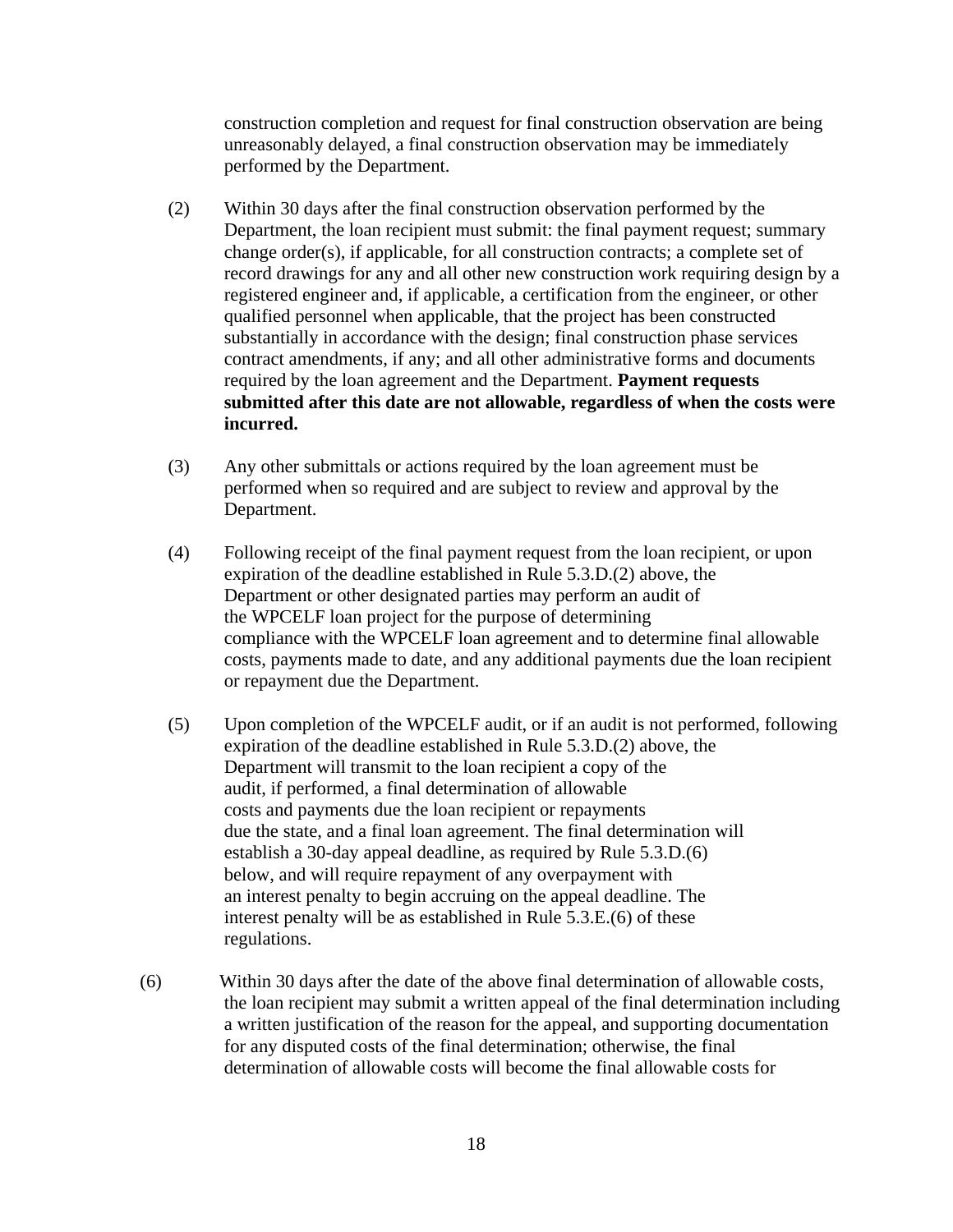construction completion and request for final construction observation are being unreasonably delayed, a final construction observation may be immediately performed by the Department.

(2) Within 30 days after the final construction observation performed by the Department, the loan recipient must submit: the final payment request; summary change order(s), if applicable, for all construction contracts; a complete set of record drawings for any and all other new construction work requiring design by a registered engineer and, if applicable, a certification from the engineer, or other qualified personnel when applicable, that the project has been constructed substantially in accordance with the design; final construction phase services contract amendments, if any; and all other administrative forms and documents required by the loan agreement and the Department. **Payment requests submitted after this date are not allowable, regardless of when the costs were incurred.**

(3) Any other submittals or actions required by the loan agreement must be performed when so required and are subject to review and approval by the Department.

(4) Following receipt of the final payment request from the loan recipient, or upon expiration of the deadline established in Rule 5.3.D.(2) above, the Department or other designated parties may perform an audit of the WPCELF loan project for the purpose of determining compliance with the WPCELF loan agreement and to determine final allowable costs, payments made to date, and any additional payments due the loan recipient or repayment due the Department.

(5) Upon completion of the WPCELF audit, or if an audit is not performed, following expiration of the deadline established in Rule 5.3.D.(2) above, the Department will transmit to the loan recipient a copy of the audit, if performed, a final determination of allowable costs and payments due the loan recipient or repayments due the state, and a final loan agreement. The final determination will establish a 30-day appeal deadline, as required by Rule 5.3.D.(6) below, and will require repayment of any overpayment with an interest penalty to begin accruing on the appeal deadline. The interest penalty will be as established in Rule 5.3.E.(6) of these regulations.

(6) Within 30 days after the date of the above final determination of allowable costs, the loan recipient may submit a written appeal of the final determination including a written justification of the reason for the appeal, and supporting documentation for any disputed costs of the final determination; otherwise, the final determination of allowable costs will become the final allowable costs for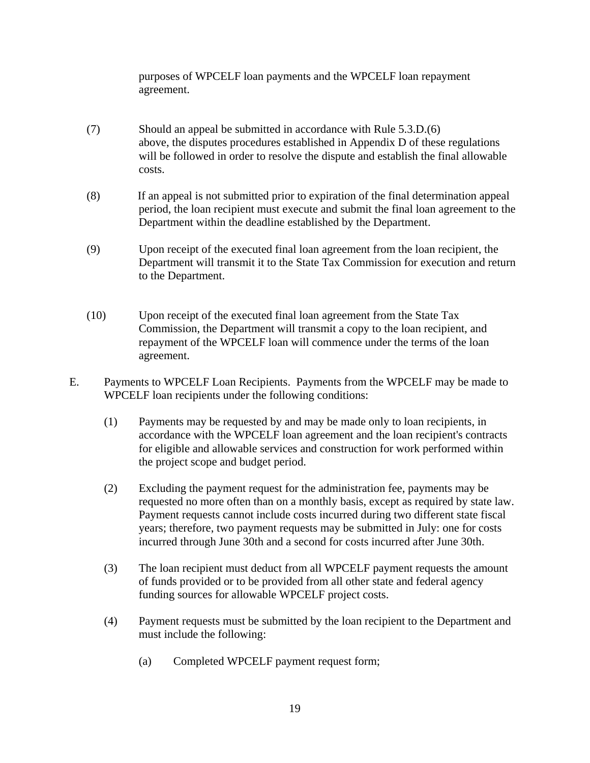purposes of WPCELF loan payments and the WPCELF loan repayment agreement.

(7) Should an appeal be submitted in accordance with Rule 5.3.D.(6) above, the disputes procedures established in Appendix D of these regulations will be followed in order to resolve the dispute and establish the final allowable costs.

(8) If an appeal is not submitted prior to expiration of the final determination appeal period, the loan recipient must execute and submit the final loan agreement to the Department within the deadline established by the Department.

(9) Upon receipt of the executed final loan agreement from the loan recipient, the Department will transmit it to the State Tax Commission for execution and return to the Department.

(10) Upon receipt of the executed final loan agreement from the State Tax Commission, the Department will transmit a copy to the loan recipient, and repayment of the WPCELF loan will commence under the terms of the loan agreement.

E. Payments to WPCELF Loan Recipients. Payments from the WPCELF may be made to WPCELF loan recipients under the following conditions:

(1) Payments may be requested by and may be made only to loan recipients, in accordance with the WPCELF loan agreement and the loan recipient's contracts for eligible and allowable services and construction for work performed within the project scope and budget period.

(2) Excluding the payment request for the administration fee, payments may be requested no more often than on a monthly basis, except as required by state law. Payment requests cannot include costs incurred during two different state fiscal years; therefore, two payment requests may be submitted in July: one for costs incurred through June 30th and a second for costs incurred after June 30th.

(3) The loan recipient must deduct from all WPCELF payment requests the amount of funds provided or to be provided from all other state and federal agency funding sources for allowable WPCELF project costs.

(4) Payment requests must be submitted by the loan recipient to the Department and must include the following:

(a) Completed WPCELF payment request form;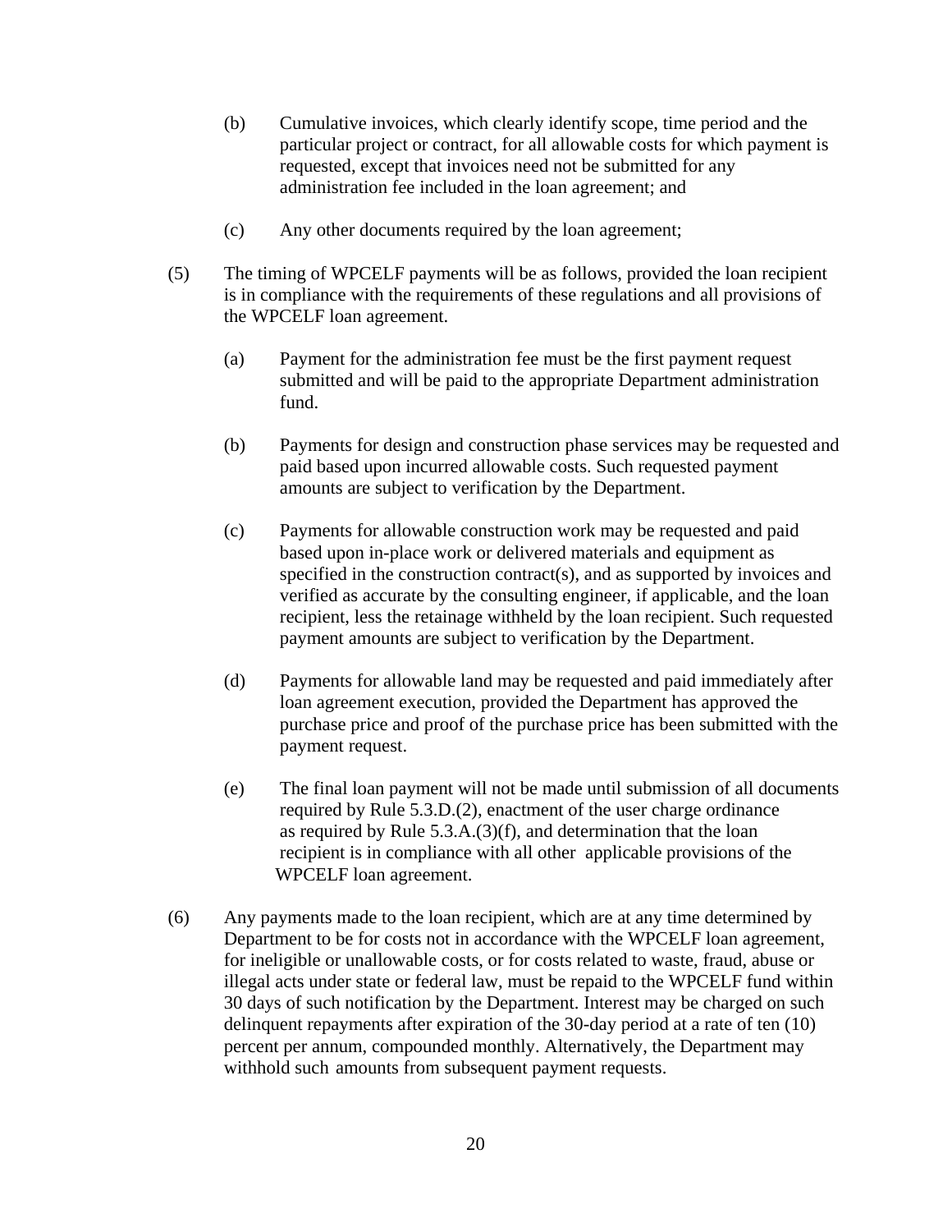(b) Cumulative invoices, which clearly identify scope, time period and the particular project or contract, for all allowable costs for which payment is requested, except that invoices need not be submitted for any administration fee included in the loan agreement; and

(c) Any other documents required by the loan agreement;

(5) The timing of WPCELF payments will be as follows, provided the loan recipient is in compliance with the requirements of these regulations and all provisions of the WPCELF loan agreement.

(a) Payment for the administration fee must be the first payment request submitted and will be paid to the appropriate Department administration fund.

(b) Payments for design and construction phase services may be requested and paid based upon incurred allowable costs. Such requested payment amounts are subject to verification by the Department.

(c) Payments for allowable construction work may be requested and paid based upon in-place work or delivered materials and equipment as specified in the construction contract(s), and as supported by invoices and verified as accurate by the consulting engineer, if applicable, and the loan recipient, less the retainage withheld by the loan recipient. Such requested payment amounts are subject to verification by the Department.

(d) Payments for allowable land may be requested and paid immediately after loan agreement execution, provided the Department has approved the purchase price and proof of the purchase price has been submitted with the payment request.

(e) The final loan payment will not be made until submission of all documents required by Rule 5.3.D.(2), enactment of the user charge ordinance as required by Rule 5.3.A.(3)(f), and determination that the loan recipient is in compliance with all other applicable provisions of the WPCELF loan agreement.

(6) Any payments made to the loan recipient, which are at any time determined by Department to be for costs not in accordance with the WPCELF loan agreement, for ineligible or unallowable costs, or for costs related to waste, fraud, abuse or illegal acts under state or federal law, must be repaid to the WPCELF fund within 30 days of such notification by the Department. Interest may be charged on such delinquent repayments after expiration of the 30-day period at a rate of ten (10) percent per annum, compounded monthly. Alternatively, the Department may withhold such amounts from subsequent payment requests.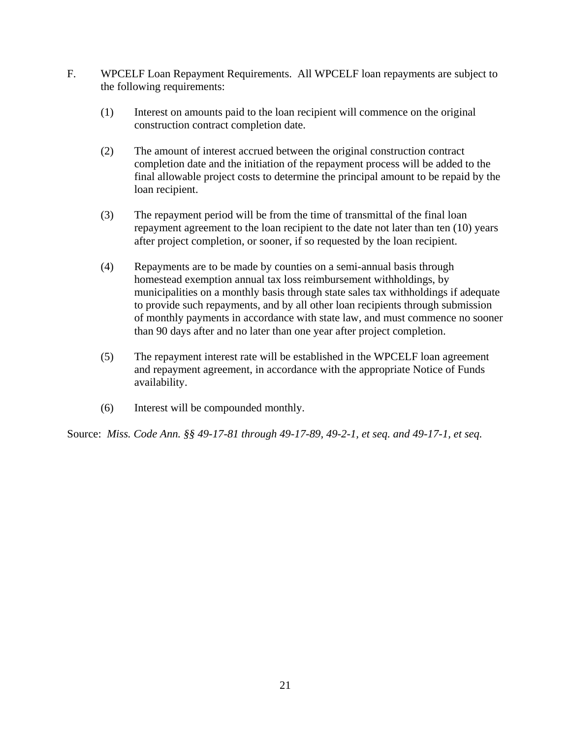F. WPCELF Loan Repayment Requirements. All WPCELF loan repayments are subject to the following requirements:

(1) Interest on amounts paid to the loan recipient will commence on the original construction contract completion date.

(2) The amount of interest accrued between the original construction contract completion date and the initiation of the repayment process will be added to the final allowable project costs to determine the principal amount to be repaid by the loan recipient.

(3) The repayment period will be from the time of transmittal of the final loan repayment agreement to the loan recipient to the date not later than ten (10) years after project completion, or sooner, if so requested by the loan recipient.

(4) Repayments are to be made by counties on a semi-annual basis through homestead exemption annual tax loss reimbursement withholdings, by municipalities on a monthly basis through state sales tax withholdings if adequate to provide such repayments, and by all other loan recipients through submission of monthly payments in accordance with state law, and must commence no sooner than 90 days after and no later than one year after project completion.

(5) The repayment interest rate will be established in the WPCELF loan agreement and repayment agreement, in accordance with the appropriate Notice of Funds availability.

(6) Interest will be compounded monthly.

Source: *Miss. Code Ann. §§ 49-17-81 through 49-17-89, 49-2-1, et seq. and 49-17-1, et seq.*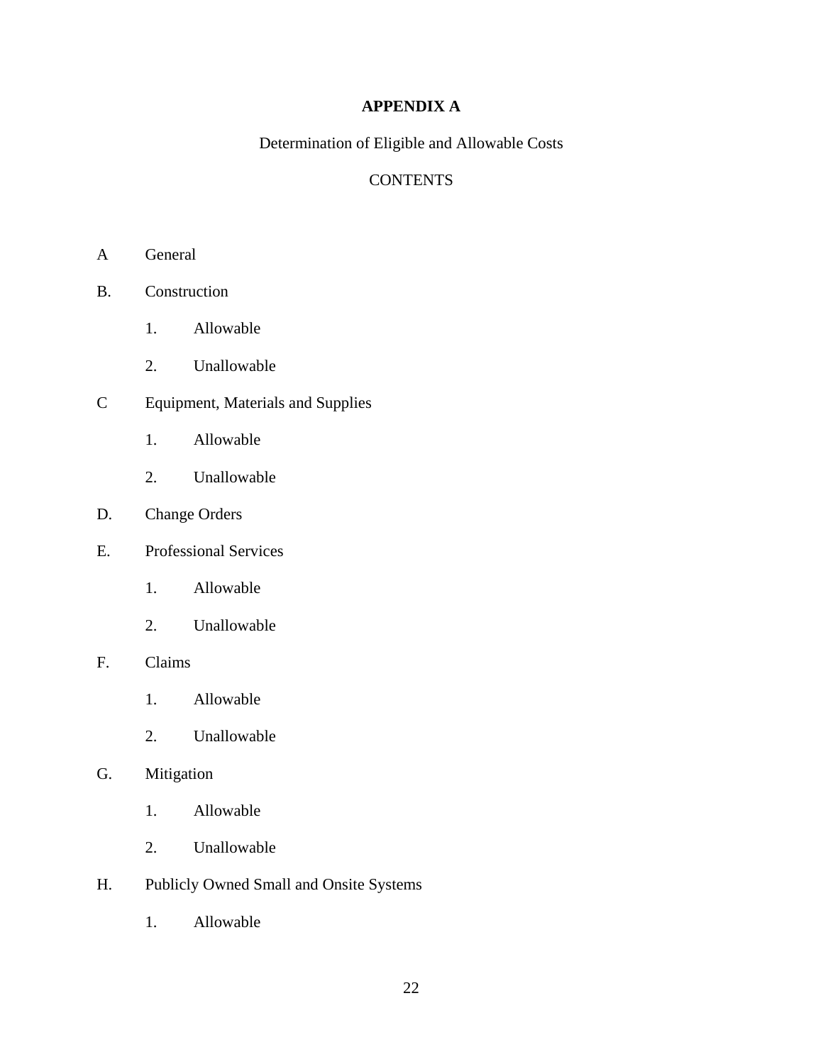**APPENDIX A**

Determination of Eligible and Allowable Costs

CONTENTS

A General

B. Construction

1. Allowable

2. Unallowable

C Equipment, Materials and Supplies

1. Allowable

2. Unallowable

D. Change Orders

E. Professional Services

1. Allowable

2. Unallowable

F. Claims

1. Allowable

2. Unallowable

G. Mitigation

1. Allowable

2. Unallowable

H. Publicly Owned Small and Onsite Systems

1. Allowable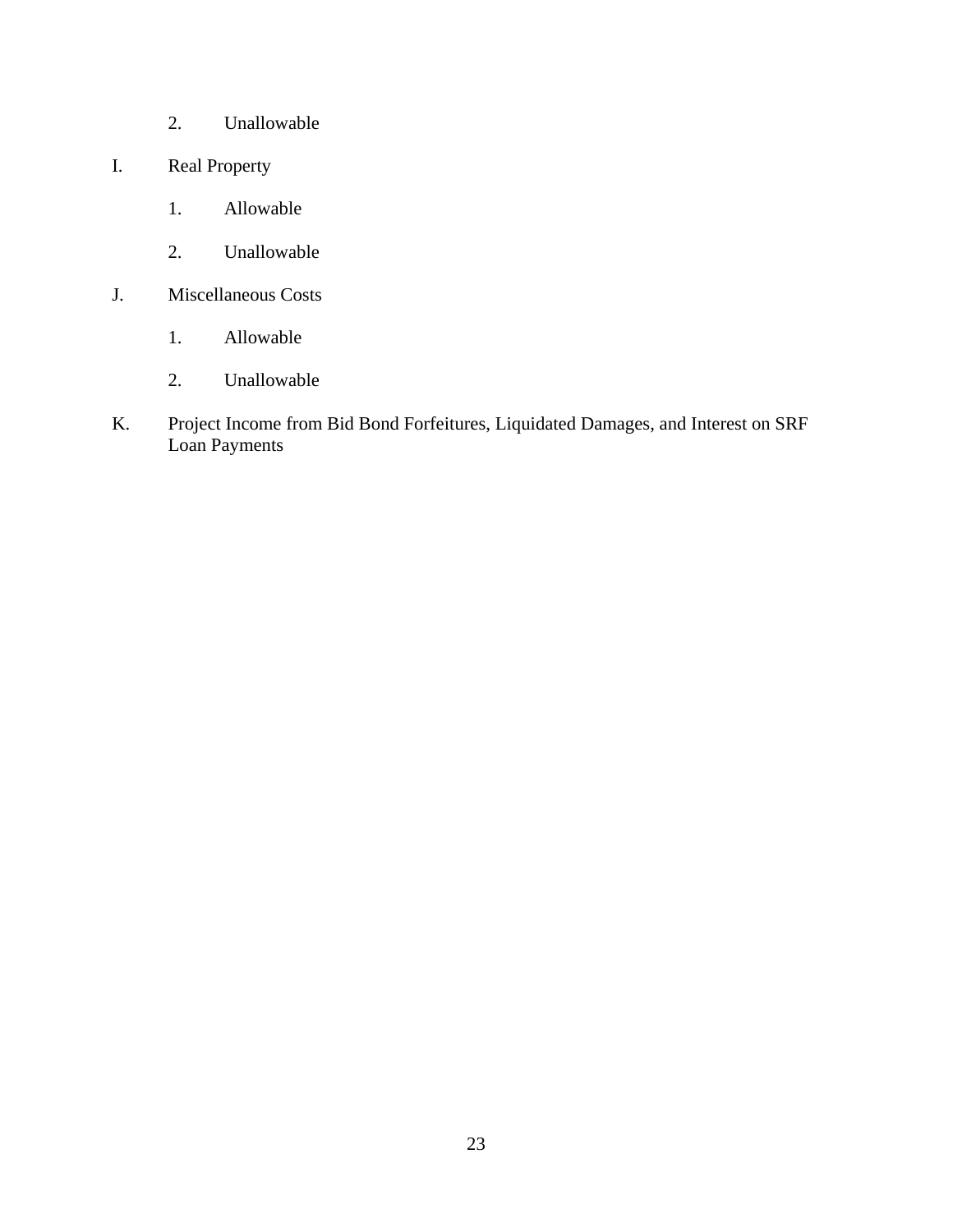2. Unallowable

I. Real Property

1. Allowable

2. Unallowable

J. Miscellaneous Costs

1. Allowable

2. Unallowable

K. Project Income from Bid Bond Forfeitures, Liquidated Damages, and Interest on SRF Loan Payments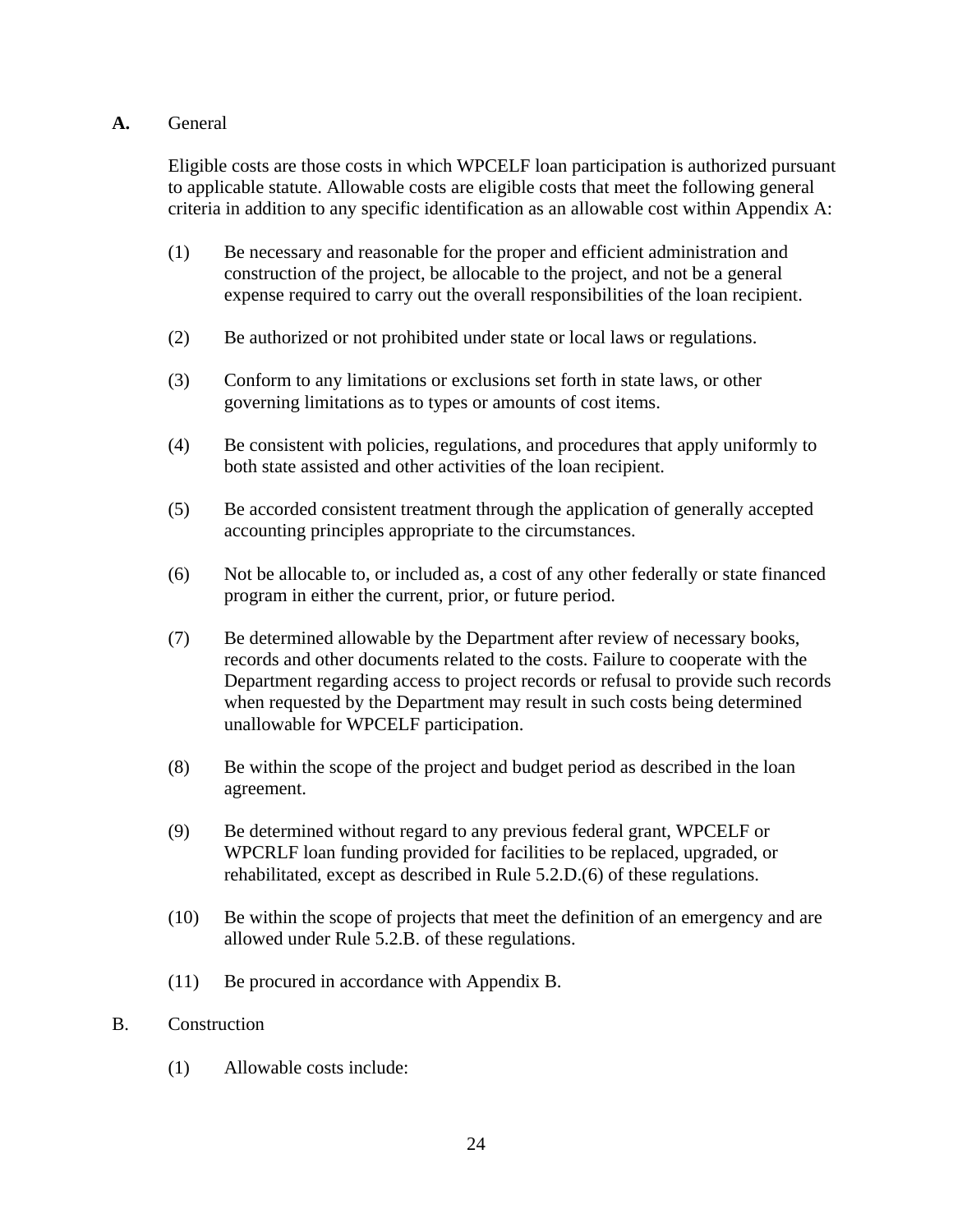**A.** General

Eligible costs are those costs in which WPCELF loan participation is authorized pursuant to applicable statute. Allowable costs are eligible costs that meet the following general criteria in addition to any specific identification as an allowable cost within Appendix A:

(1) Be necessary and reasonable for the proper and efficient administration and construction of the project, be allocable to the project, and not be a general expense required to carry out the overall responsibilities of the loan recipient.

(2) Be authorized or not prohibited under state or local laws or regulations.

(3) Conform to any limitations or exclusions set forth in state laws, or other governing limitations as to types or amounts of cost items.

(4) Be consistent with policies, regulations, and procedures that apply uniformly to both state assisted and other activities of the loan recipient.

(5) Be accorded consistent treatment through the application of generally accepted accounting principles appropriate to the circumstances.

(6) Not be allocable to, or included as, a cost of any other federally or state financed program in either the current, prior, or future period.

(7) Be determined allowable by the Department after review of necessary books, records and other documents related to the costs. Failure to cooperate with the Department regarding access to project records or refusal to provide such records when requested by the Department may result in such costs being determined unallowable for WPCELF participation.

(8) Be within the scope of the project and budget period as described in the loan agreement.

(9) Be determined without regard to any previous federal grant, WPCELF or WPCRLF loan funding provided for facilities to be replaced, upgraded, or rehabilitated, except as described in Rule 5.2.D.(6) of these regulations.

(10) Be within the scope of projects that meet the definition of an emergency and are allowed under Rule 5.2.B. of these regulations.

(11) Be procured in accordance with Appendix B.

B. Construction

(1) Allowable costs include: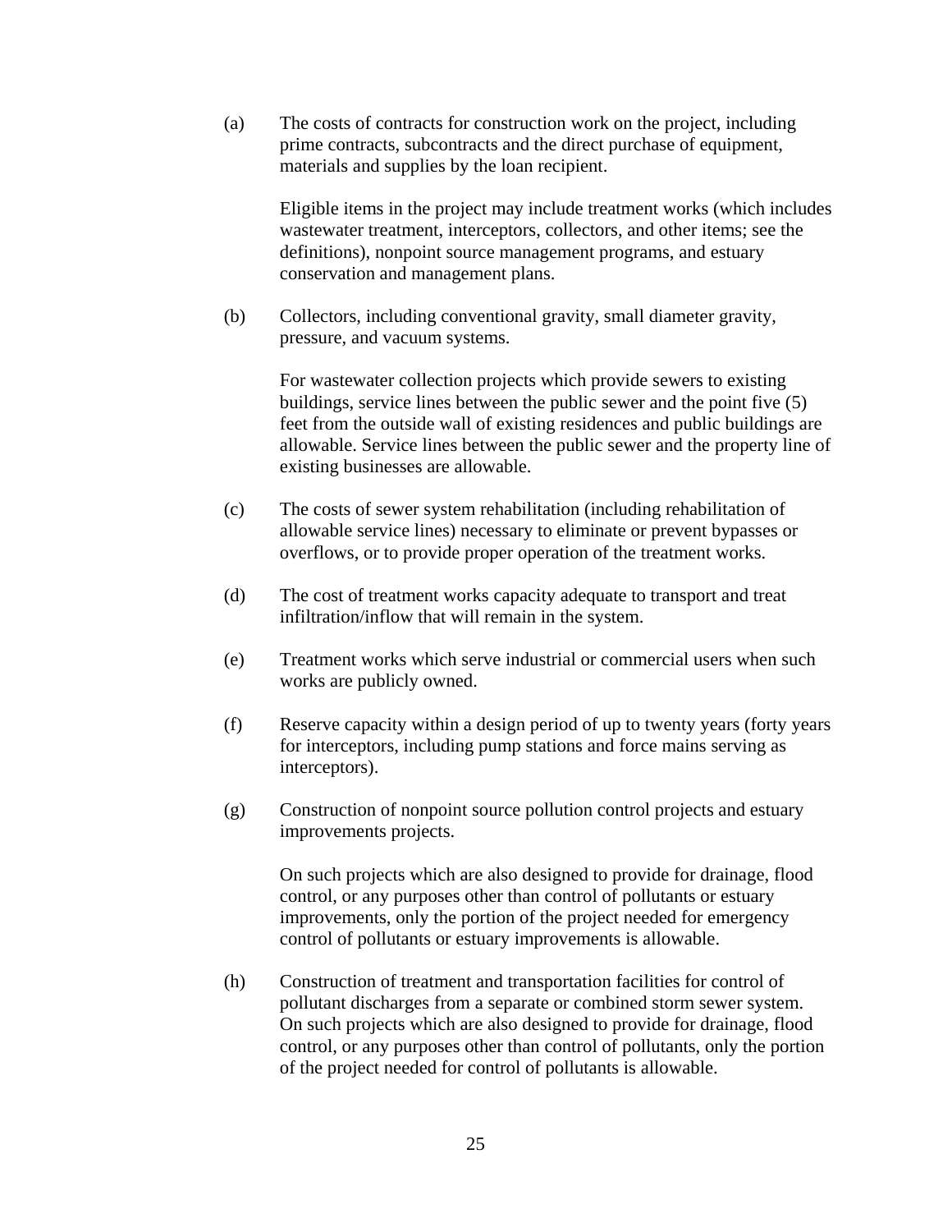(a) The costs of contracts for construction work on the project, including prime contracts, subcontracts and the direct purchase of equipment, materials and supplies by the loan recipient.

Eligible items in the project may include treatment works (which includes wastewater treatment, interceptors, collectors, and other items; see the definitions), nonpoint source management programs, and estuary conservation and management plans.

(b) Collectors, including conventional gravity, small diameter gravity, pressure, and vacuum systems.

For wastewater collection projects which provide sewers to existing buildings, service lines between the public sewer and the point five (5) feet from the outside wall of existing residences and public buildings are allowable. Service lines between the public sewer and the property line of existing businesses are allowable.

(c) The costs of sewer system rehabilitation (including rehabilitation of allowable service lines) necessary to eliminate or prevent bypasses or overflows, or to provide proper operation of the treatment works.

(d) The cost of treatment works capacity adequate to transport and treat infiltration/inflow that will remain in the system.

(e) Treatment works which serve industrial or commercial users when such works are publicly owned.

(f) Reserve capacity within a design period of up to twenty years (forty years for interceptors, including pump stations and force mains serving as interceptors).

(g) Construction of nonpoint source pollution control projects and estuary improvements projects.

On such projects which are also designed to provide for drainage, flood control, or any purposes other than control of pollutants or estuary improvements, only the portion of the project needed for emergency control of pollutants or estuary improvements is allowable.

(h) Construction of treatment and transportation facilities for control of pollutant discharges from a separate or combined storm sewer system. On such projects which are also designed to provide for drainage, flood control, or any purposes other than control of pollutants, only the portion of the project needed for control of pollutants is allowable.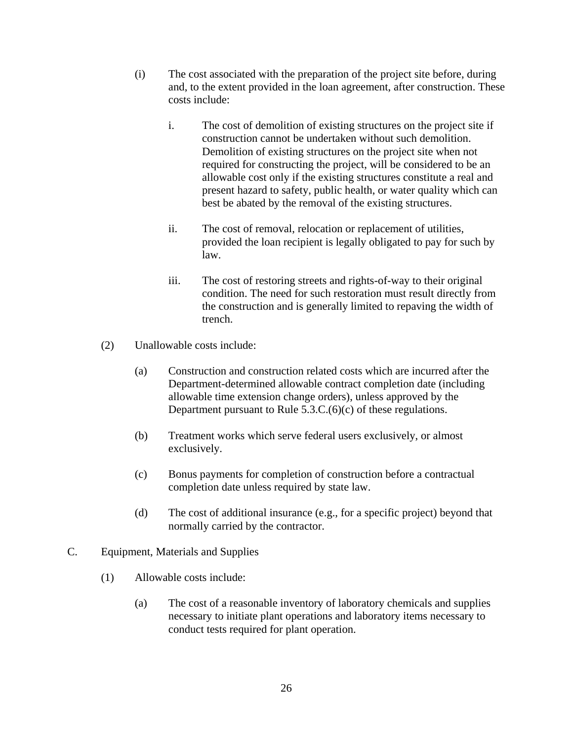(i) The cost associated with the preparation of the project site before, during and, to the extent provided in the loan agreement, after construction. These costs include:

  i. The cost of demolition of existing structures on the project site if construction cannot be undertaken without such demolition. Demolition of existing structures on the project site when not required for constructing the project, will be considered to be an allowable cost only if the existing structures constitute a real and present hazard to safety, public health, or water quality which can best be abated by the removal of the existing structures.

  ii. The cost of removal, relocation or replacement of utilities, provided the loan recipient is legally obligated to pay for such by law.

  iii. The cost of restoring streets and rights-of-way to their original condition. The need for such restoration must result directly from the construction and is generally limited to repaving the width of trench.

(2) Unallowable costs include:

  (a) Construction and construction related costs which are incurred after the Department-determined allowable contract completion date (including allowable time extension change orders), unless approved by the Department pursuant to Rule 5.3.C.(6)(c) of these regulations.

  (b) Treatment works which serve federal users exclusively, or almost exclusively.

  (c) Bonus payments for completion of construction before a contractual completion date unless required by state law.

  (d) The cost of additional insurance (e.g., for a specific project) beyond that normally carried by the contractor.

C. Equipment, Materials and Supplies

(1) Allowable costs include:

  (a) The cost of a reasonable inventory of laboratory chemicals and supplies necessary to initiate plant operations and laboratory items necessary to conduct tests required for plant operation.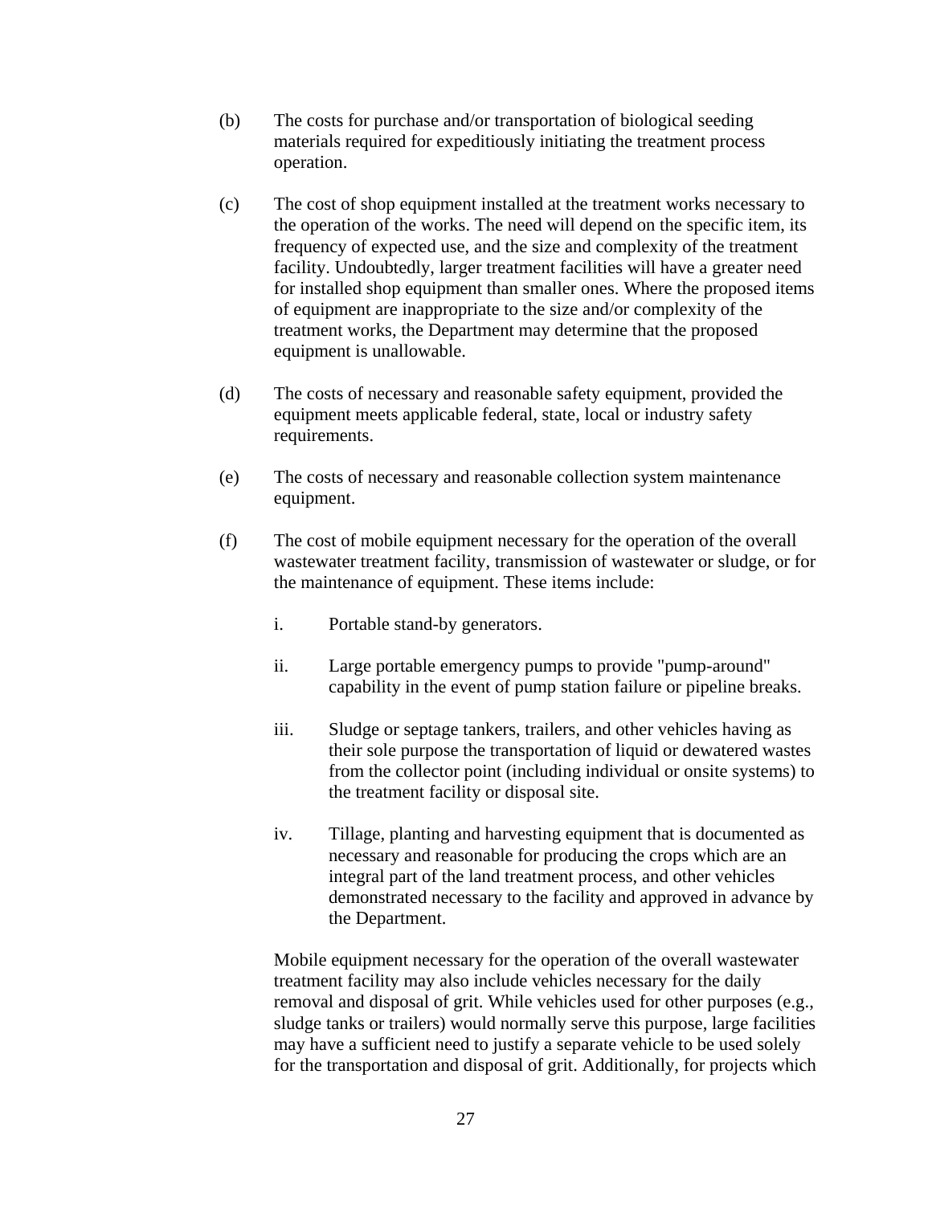(b) The costs for purchase and/or transportation of biological seeding materials required for expeditiously initiating the treatment process operation.

(c) The cost of shop equipment installed at the treatment works necessary to the operation of the works. The need will depend on the specific item, its frequency of expected use, and the size and complexity of the treatment facility. Undoubtedly, larger treatment facilities will have a greater need for installed shop equipment than smaller ones. Where the proposed items of equipment are inappropriate to the size and/or complexity of the treatment works, the Department may determine that the proposed equipment is unallowable.

(d) The costs of necessary and reasonable safety equipment, provided the equipment meets applicable federal, state, local or industry safety requirements.

(e) The costs of necessary and reasonable collection system maintenance equipment.

(f) The cost of mobile equipment necessary for the operation of the overall wastewater treatment facility, transmission of wastewater or sludge, or for the maintenance of equipment. These items include:

   i. Portable stand-by generators.

   ii. Large portable emergency pumps to provide "pump-around" capability in the event of pump station failure or pipeline breaks.

   iii. Sludge or septage tankers, trailers, and other vehicles having as their sole purpose the transportation of liquid or dewatered wastes from the collector point (including individual or onsite systems) to the treatment facility or disposal site.

   iv. Tillage, planting and harvesting equipment that is documented as necessary and reasonable for producing the crops which are an integral part of the land treatment process, and other vehicles demonstrated necessary to the facility and approved in advance by the Department.

   Mobile equipment necessary for the operation of the overall wastewater treatment facility may also include vehicles necessary for the daily removal and disposal of grit. While vehicles used for other purposes (e.g., sludge tanks or trailers) would normally serve this purpose, large facilities may have a sufficient need to justify a separate vehicle to be used solely for the transportation and disposal of grit. Additionally, for projects which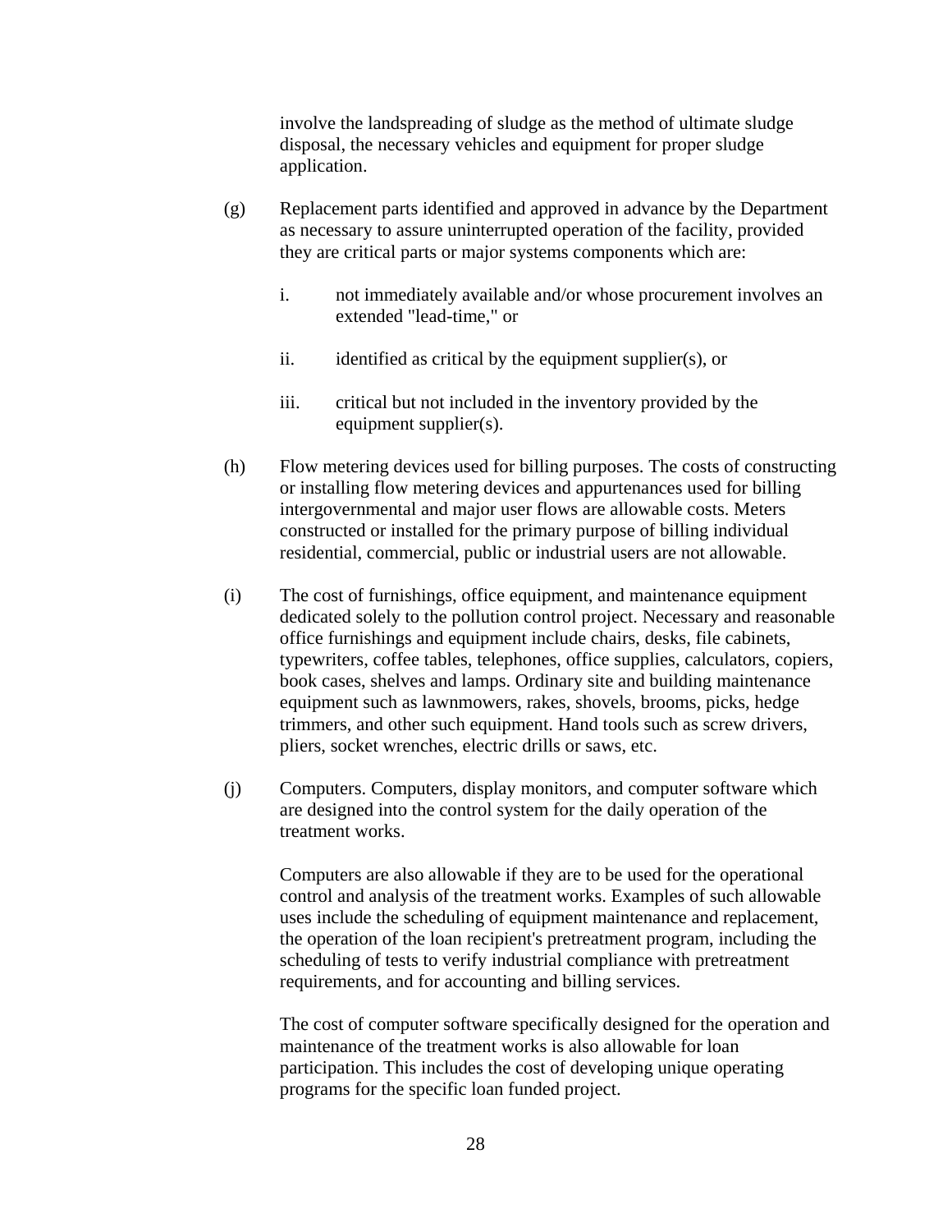involve the landspreading of sludge as the method of ultimate sludge disposal, the necessary vehicles and equipment for proper sludge application.

(g) Replacement parts identified and approved in advance by the Department as necessary to assure uninterrupted operation of the facility, provided they are critical parts or major systems components which are:

  i. not immediately available and/or whose procurement involves an extended "lead-time," or

  ii. identified as critical by the equipment supplier(s), or

  iii. critical but not included in the inventory provided by the equipment supplier(s).

(h) Flow metering devices used for billing purposes. The costs of constructing or installing flow metering devices and appurtenances used for billing intergovernmental and major user flows are allowable costs. Meters constructed or installed for the primary purpose of billing individual residential, commercial, public or industrial users are not allowable.

(i) The cost of furnishings, office equipment, and maintenance equipment dedicated solely to the pollution control project. Necessary and reasonable office furnishings and equipment include chairs, desks, file cabinets, typewriters, coffee tables, telephones, office supplies, calculators, copiers, book cases, shelves and lamps. Ordinary site and building maintenance equipment such as lawnmowers, rakes, shovels, brooms, picks, hedge trimmers, and other such equipment. Hand tools such as screw drivers, pliers, socket wrenches, electric drills or saws, etc.

(j) Computers. Computers, display monitors, and computer software which are designed into the control system for the daily operation of the treatment works.

  Computers are also allowable if they are to be used for the operational control and analysis of the treatment works. Examples of such allowable uses include the scheduling of equipment maintenance and replacement, the operation of the loan recipient's pretreatment program, including the scheduling of tests to verify industrial compliance with pretreatment requirements, and for accounting and billing services.

  The cost of computer software specifically designed for the operation and maintenance of the treatment works is also allowable for loan participation. This includes the cost of developing unique operating programs for the specific loan funded project.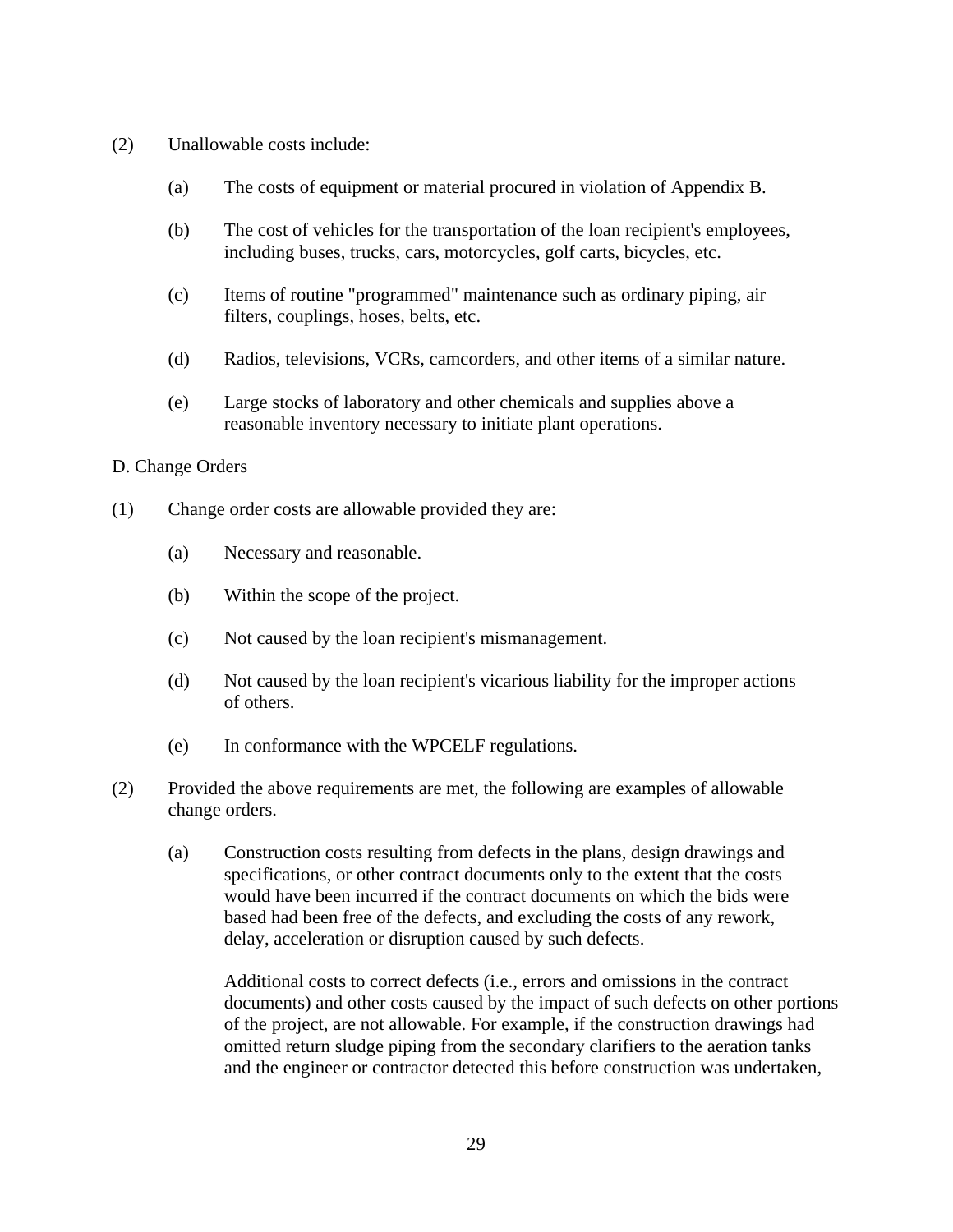(2) Unallowable costs include:

(a) The costs of equipment or material procured in violation of Appendix B.

(b) The cost of vehicles for the transportation of the loan recipient's employees, including buses, trucks, cars, motorcycles, golf carts, bicycles, etc.

(c) Items of routine "programmed" maintenance such as ordinary piping, air filters, couplings, hoses, belts, etc.

(d) Radios, televisions, VCRs, camcorders, and other items of a similar nature.

(e) Large stocks of laboratory and other chemicals and supplies above a reasonable inventory necessary to initiate plant operations.

D. Change Orders

(1) Change order costs are allowable provided they are:

(a) Necessary and reasonable.

(b) Within the scope of the project.

(c) Not caused by the loan recipient's mismanagement.

(d) Not caused by the loan recipient's vicarious liability for the improper actions of others.

(e) In conformance with the WPCELF regulations.

(2) Provided the above requirements are met, the following are examples of allowable change orders.

(a) Construction costs resulting from defects in the plans, design drawings and specifications, or other contract documents only to the extent that the costs would have been incurred if the contract documents on which the bids were based had been free of the defects, and excluding the costs of any rework, delay, acceleration or disruption caused by such defects.

Additional costs to correct defects (i.e., errors and omissions in the contract documents) and other costs caused by the impact of such defects on other portions of the project, are not allowable. For example, if the construction drawings had omitted return sludge piping from the secondary clarifiers to the aeration tanks and the engineer or contractor detected this before construction was undertaken,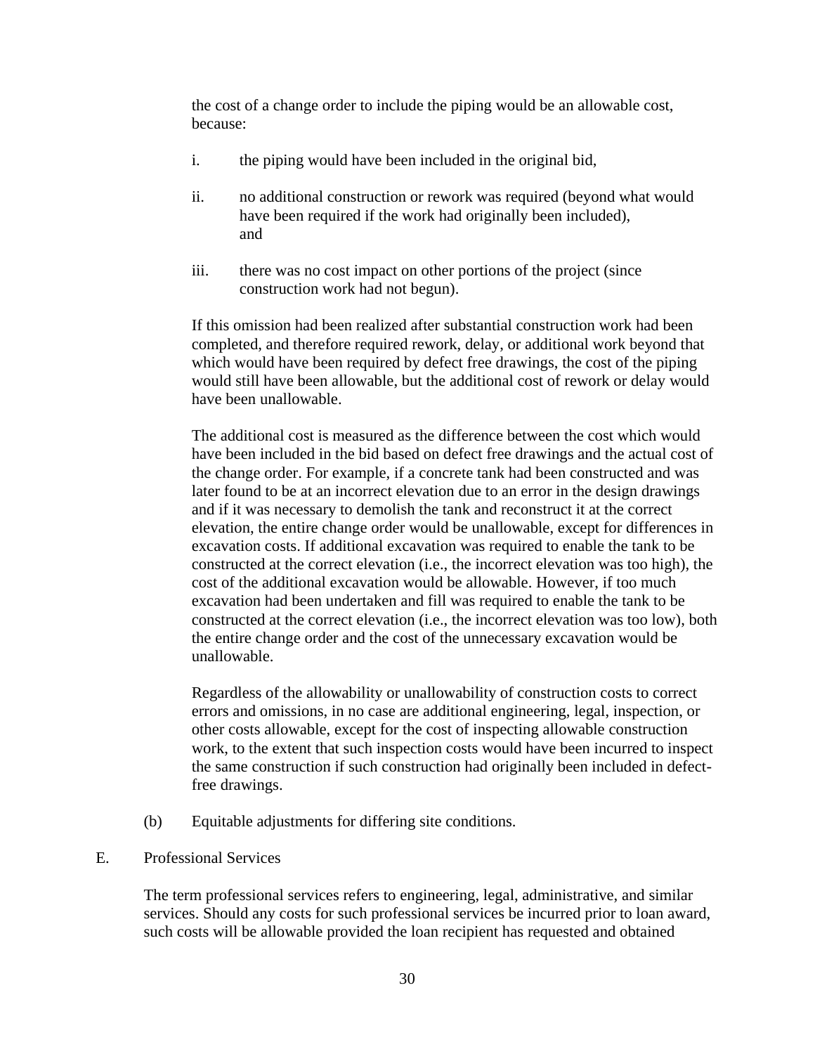the cost of a change order to include the piping would be an allowable cost, because:

i. the piping would have been included in the original bid,

ii. no additional construction or rework was required (beyond what would have been required if the work had originally been included), and

iii. there was no cost impact on other portions of the project (since construction work had not begun).

If this omission had been realized after substantial construction work had been completed, and therefore required rework, delay, or additional work beyond that which would have been required by defect free drawings, the cost of the piping would still have been allowable, but the additional cost of rework or delay would have been unallowable.

The additional cost is measured as the difference between the cost which would have been included in the bid based on defect free drawings and the actual cost of the change order. For example, if a concrete tank had been constructed and was later found to be at an incorrect elevation due to an error in the design drawings and if it was necessary to demolish the tank and reconstruct it at the correct elevation, the entire change order would be unallowable, except for differences in excavation costs. If additional excavation was required to enable the tank to be constructed at the correct elevation (i.e., the incorrect elevation was too high), the cost of the additional excavation would be allowable. However, if too much excavation had been undertaken and fill was required to enable the tank to be constructed at the correct elevation (i.e., the incorrect elevation was too low), both the entire change order and the cost of the unnecessary excavation would be unallowable.

Regardless of the allowability or unallowability of construction costs to correct errors and omissions, in no case are additional engineering, legal, inspection, or other costs allowable, except for the cost of inspecting allowable construction work, to the extent that such inspection costs would have been incurred to inspect the same construction if such construction had originally been included in defect-free drawings.

(b) Equitable adjustments for differing site conditions.

E. Professional Services

The term professional services refers to engineering, legal, administrative, and similar services. Should any costs for such professional services be incurred prior to loan award, such costs will be allowable provided the loan recipient has requested and obtained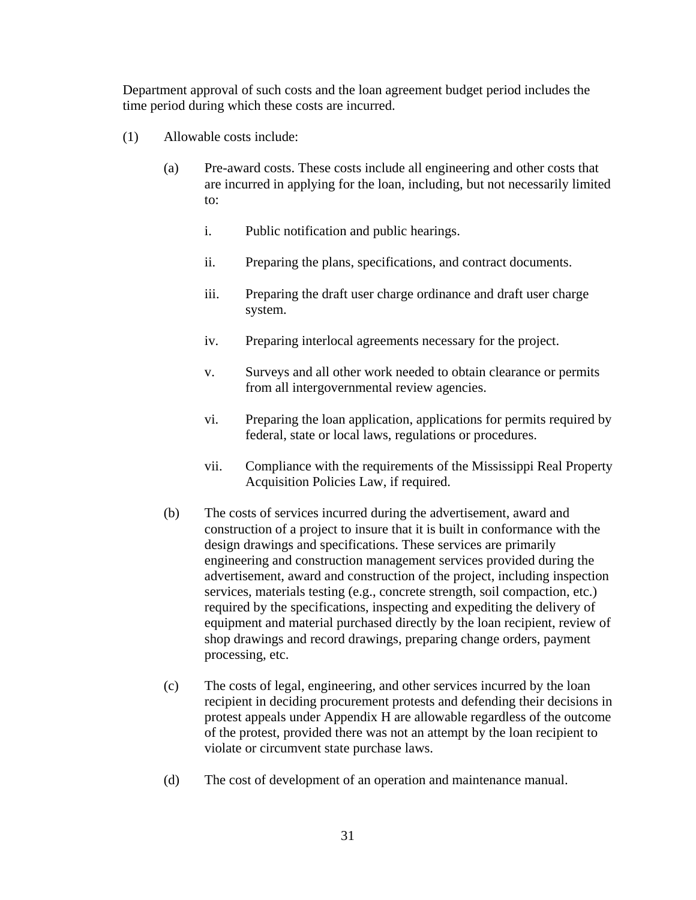Department approval of such costs and the loan agreement budget period includes the time period during which these costs are incurred.

(1) Allowable costs include:

(a) Pre-award costs. These costs include all engineering and other costs that are incurred in applying for the loan, including, but not necessarily limited to:

i. Public notification and public hearings.

ii. Preparing the plans, specifications, and contract documents.

iii. Preparing the draft user charge ordinance and draft user charge system.

iv. Preparing interlocal agreements necessary for the project.

v. Surveys and all other work needed to obtain clearance or permits from all intergovernmental review agencies.

vi. Preparing the loan application, applications for permits required by federal, state or local laws, regulations or procedures.

vii. Compliance with the requirements of the Mississippi Real Property Acquisition Policies Law, if required.

(b) The costs of services incurred during the advertisement, award and construction of a project to insure that it is built in conformance with the design drawings and specifications. These services are primarily engineering and construction management services provided during the advertisement, award and construction of the project, including inspection services, materials testing (e.g., concrete strength, soil compaction, etc.) required by the specifications, inspecting and expediting the delivery of equipment and material purchased directly by the loan recipient, review of shop drawings and record drawings, preparing change orders, payment processing, etc.

(c) The costs of legal, engineering, and other services incurred by the loan recipient in deciding procurement protests and defending their decisions in protest appeals under Appendix H are allowable regardless of the outcome of the protest, provided there was not an attempt by the loan recipient to violate or circumvent state purchase laws.

(d) The cost of development of an operation and maintenance manual.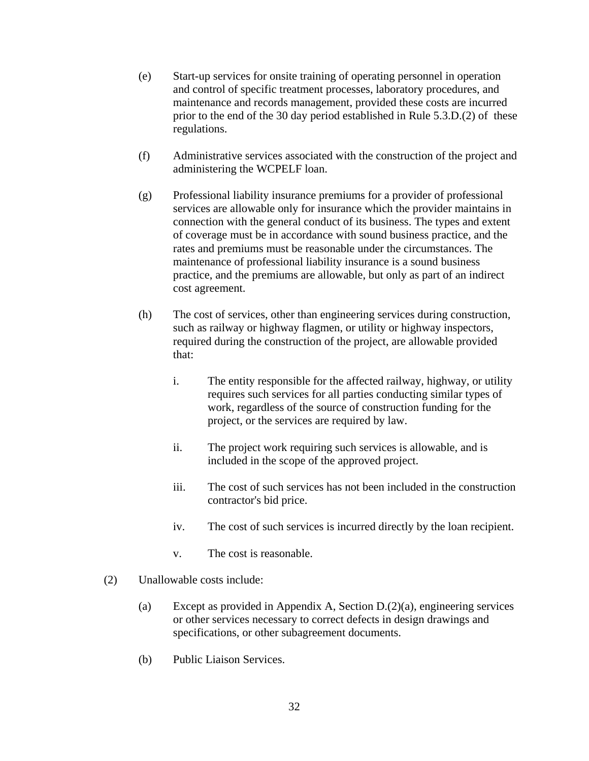(e) Start-up services for onsite training of operating personnel in operation and control of specific treatment processes, laboratory procedures, and maintenance and records management, provided these costs are incurred prior to the end of the 30 day period established in Rule 5.3.D.(2) of these regulations.

(f) Administrative services associated with the construction of the project and administering the WCPELF loan.

(g) Professional liability insurance premiums for a provider of professional services are allowable only for insurance which the provider maintains in connection with the general conduct of its business. The types and extent of coverage must be in accordance with sound business practice, and the rates and premiums must be reasonable under the circumstances. The maintenance of professional liability insurance is a sound business practice, and the premiums are allowable, but only as part of an indirect cost agreement.

(h) The cost of services, other than engineering services during construction, such as railway or highway flagmen, or utility or highway inspectors, required during the construction of the project, are allowable provided that:

  i. The entity responsible for the affected railway, highway, or utility requires such services for all parties conducting similar types of work, regardless of the source of construction funding for the project, or the services are required by law.

  ii. The project work requiring such services is allowable, and is included in the scope of the approved project.

  iii. The cost of such services has not been included in the construction contractor's bid price.

  iv. The cost of such services is incurred directly by the loan recipient.

  v. The cost is reasonable.

(2) Unallowable costs include:

  (a) Except as provided in Appendix A, Section D.(2)(a), engineering services or other services necessary to correct defects in design drawings and specifications, or other subagreement documents.

  (b) Public Liaison Services.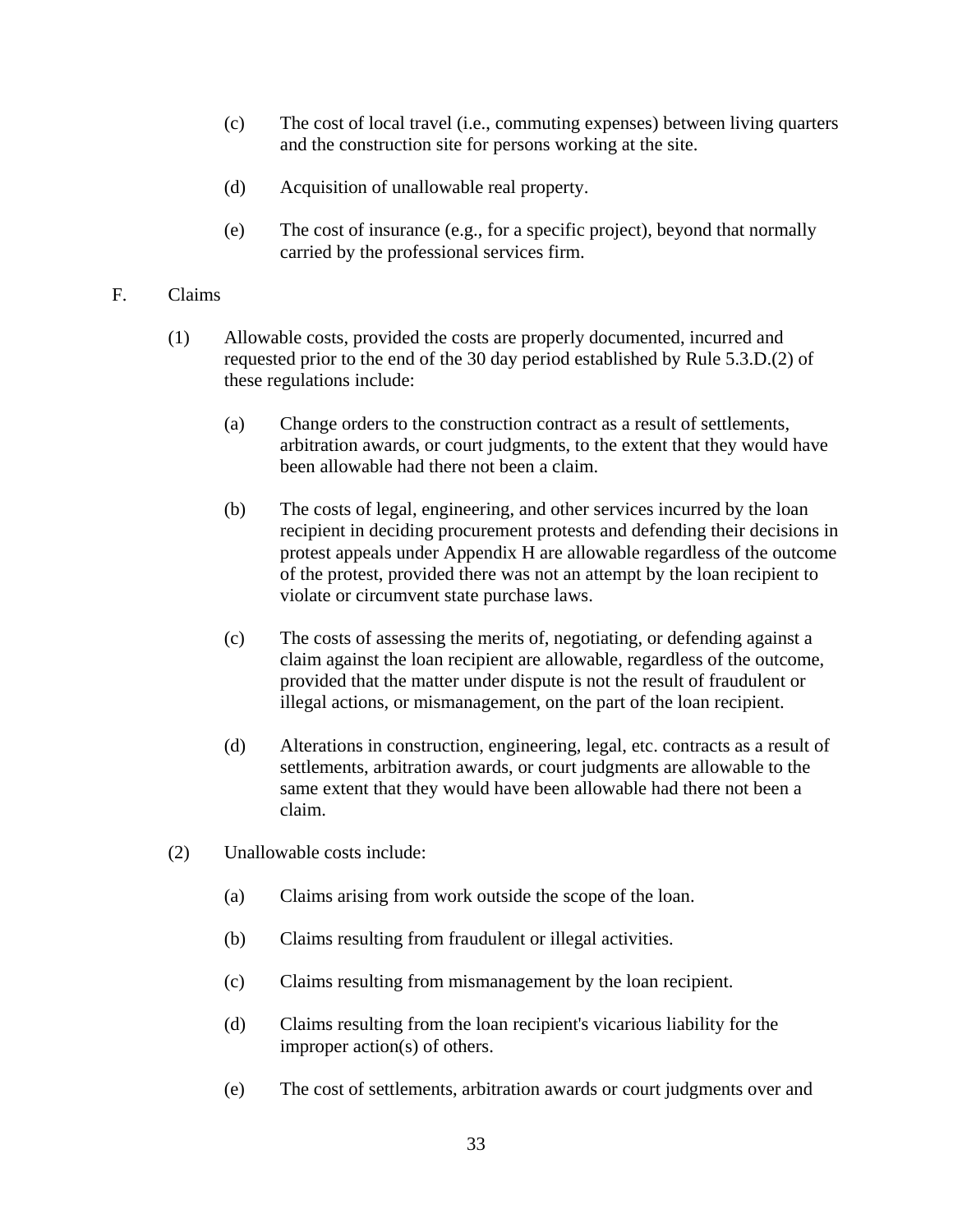(c) The cost of local travel (i.e., commuting expenses) between living quarters and the construction site for persons working at the site.

(d) Acquisition of unallowable real property.

(e) The cost of insurance (e.g., for a specific project), beyond that normally carried by the professional services firm.

F. Claims

(1) Allowable costs, provided the costs are properly documented, incurred and requested prior to the end of the 30 day period established by Rule 5.3.D.(2) of these regulations include:

(a) Change orders to the construction contract as a result of settlements, arbitration awards, or court judgments, to the extent that they would have been allowable had there not been a claim.

(b) The costs of legal, engineering, and other services incurred by the loan recipient in deciding procurement protests and defending their decisions in protest appeals under Appendix H are allowable regardless of the outcome of the protest, provided there was not an attempt by the loan recipient to violate or circumvent state purchase laws.

(c) The costs of assessing the merits of, negotiating, or defending against a claim against the loan recipient are allowable, regardless of the outcome, provided that the matter under dispute is not the result of fraudulent or illegal actions, or mismanagement, on the part of the loan recipient.

(d) Alterations in construction, engineering, legal, etc. contracts as a result of settlements, arbitration awards, or court judgments are allowable to the same extent that they would have been allowable had there not been a claim.

(2) Unallowable costs include:

(a) Claims arising from work outside the scope of the loan.

(b) Claims resulting from fraudulent or illegal activities.

(c) Claims resulting from mismanagement by the loan recipient.

(d) Claims resulting from the loan recipient's vicarious liability for the improper action(s) of others.

(e) The cost of settlements, arbitration awards or court judgments over and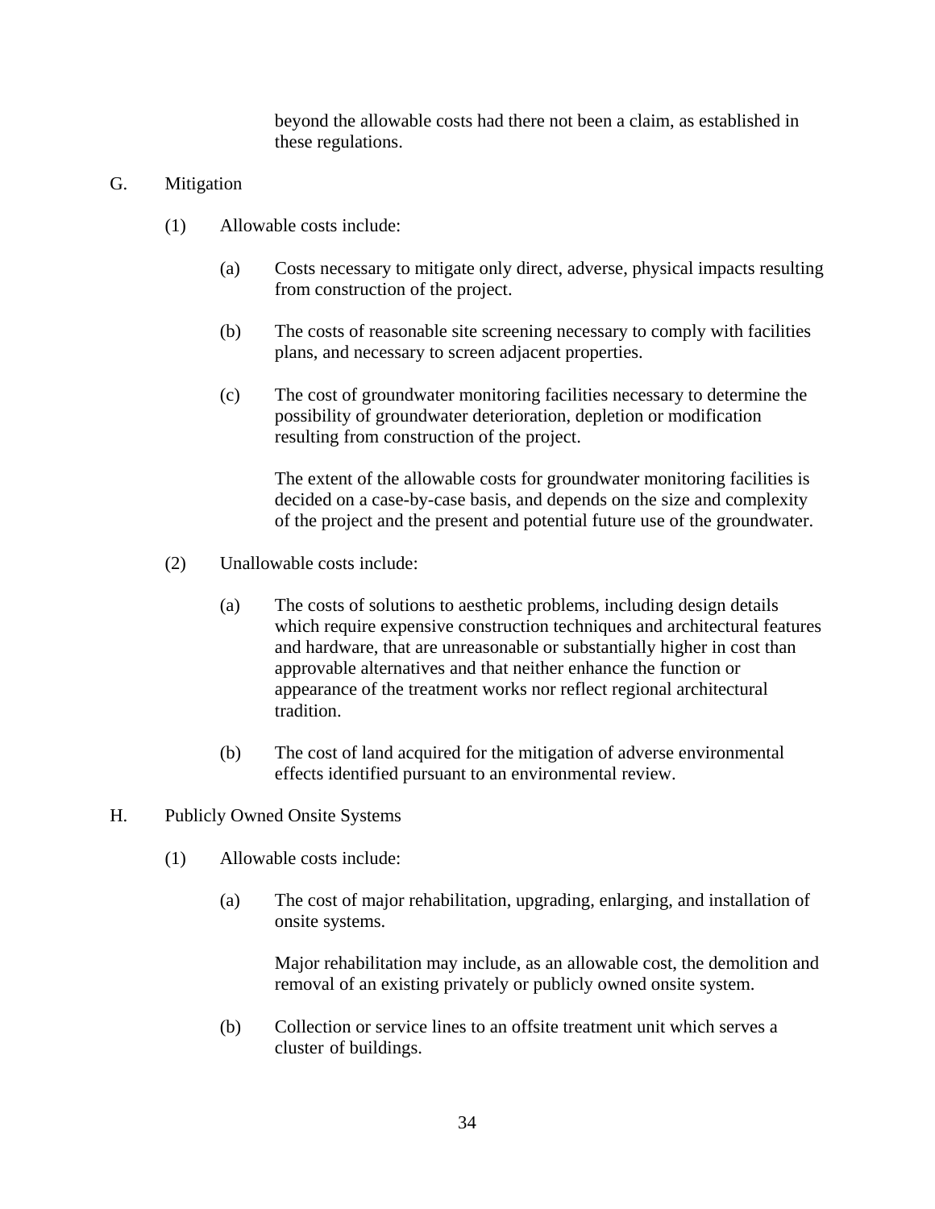beyond the allowable costs had there not been a claim, as established in these regulations.

G. Mitigation

(1) Allowable costs include:

(a) Costs necessary to mitigate only direct, adverse, physical impacts resulting from construction of the project.

(b) The costs of reasonable site screening necessary to comply with facilities plans, and necessary to screen adjacent properties.

(c) The cost of groundwater monitoring facilities necessary to determine the possibility of groundwater deterioration, depletion or modification resulting from construction of the project.

The extent of the allowable costs for groundwater monitoring facilities is decided on a case-by-case basis, and depends on the size and complexity of the project and the present and potential future use of the groundwater.

(2) Unallowable costs include:

(a) The costs of solutions to aesthetic problems, including design details which require expensive construction techniques and architectural features and hardware, that are unreasonable or substantially higher in cost than approvable alternatives and that neither enhance the function or appearance of the treatment works nor reflect regional architectural tradition.

(b) The cost of land acquired for the mitigation of adverse environmental effects identified pursuant to an environmental review.

H. Publicly Owned Onsite Systems

(1) Allowable costs include:

(a) The cost of major rehabilitation, upgrading, enlarging, and installation of onsite systems.

Major rehabilitation may include, as an allowable cost, the demolition and removal of an existing privately or publicly owned onsite system.

(b) Collection or service lines to an offsite treatment unit which serves a cluster of buildings.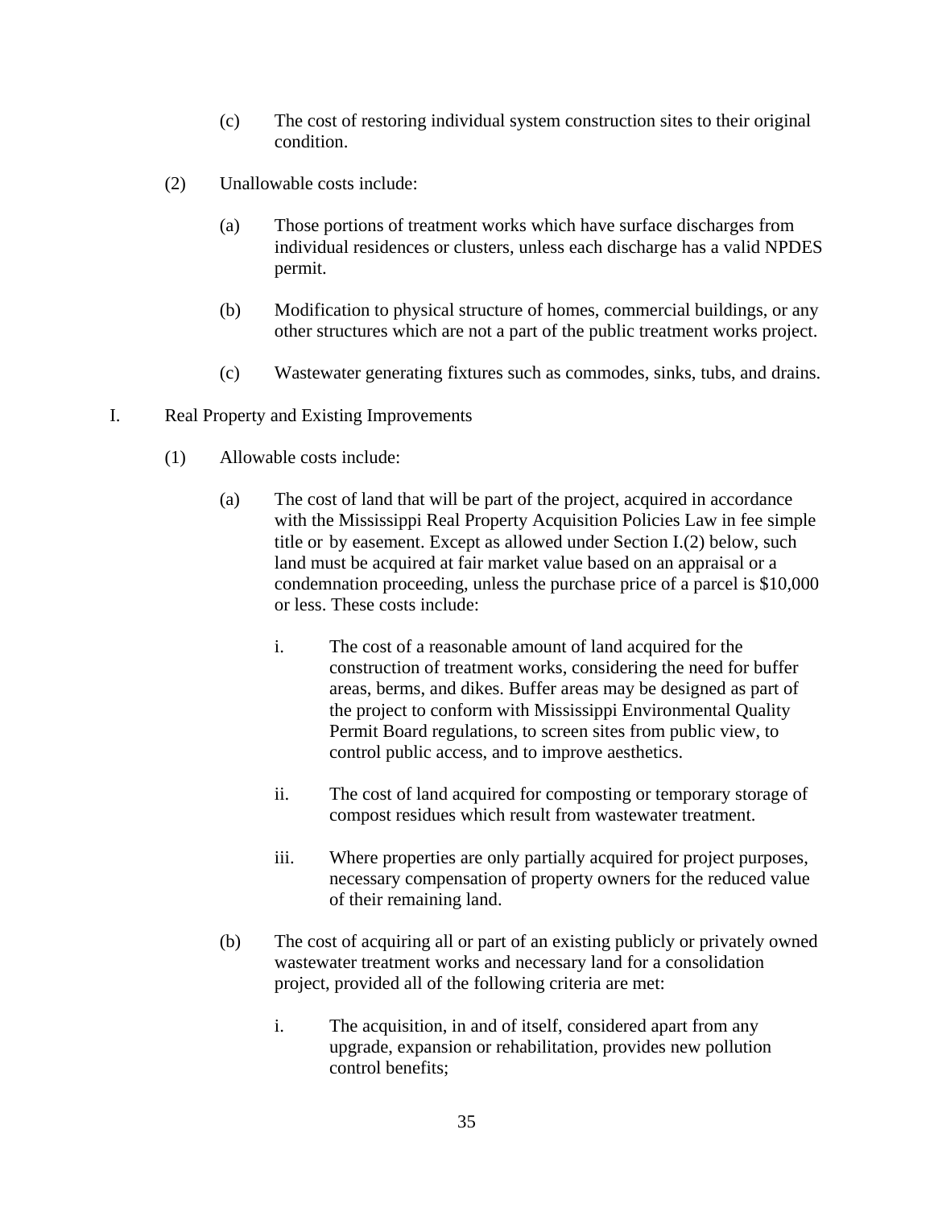(c) The cost of restoring individual system construction sites to their original condition.

(2) Unallowable costs include:

(a) Those portions of treatment works which have surface discharges from individual residences or clusters, unless each discharge has a valid NPDES permit.

(b) Modification to physical structure of homes, commercial buildings, or any other structures which are not a part of the public treatment works project.

(c) Wastewater generating fixtures such as commodes, sinks, tubs, and drains.

I. Real Property and Existing Improvements

(1) Allowable costs include:

(a) The cost of land that will be part of the project, acquired in accordance with the Mississippi Real Property Acquisition Policies Law in fee simple title or by easement. Except as allowed under Section I.(2) below, such land must be acquired at fair market value based on an appraisal or a condemnation proceeding, unless the purchase price of a parcel is $10,000 or less. These costs include:

i. The cost of a reasonable amount of land acquired for the construction of treatment works, considering the need for buffer areas, berms, and dikes. Buffer areas may be designed as part of the project to conform with Mississippi Environmental Quality Permit Board regulations, to screen sites from public view, to control public access, and to improve aesthetics.

ii. The cost of land acquired for composting or temporary storage of compost residues which result from wastewater treatment.

iii. Where properties are only partially acquired for project purposes, necessary compensation of property owners for the reduced value of their remaining land.

(b) The cost of acquiring all or part of an existing publicly or privately owned wastewater treatment works and necessary land for a consolidation project, provided all of the following criteria are met:

i. The acquisition, in and of itself, considered apart from any upgrade, expansion or rehabilitation, provides new pollution control benefits;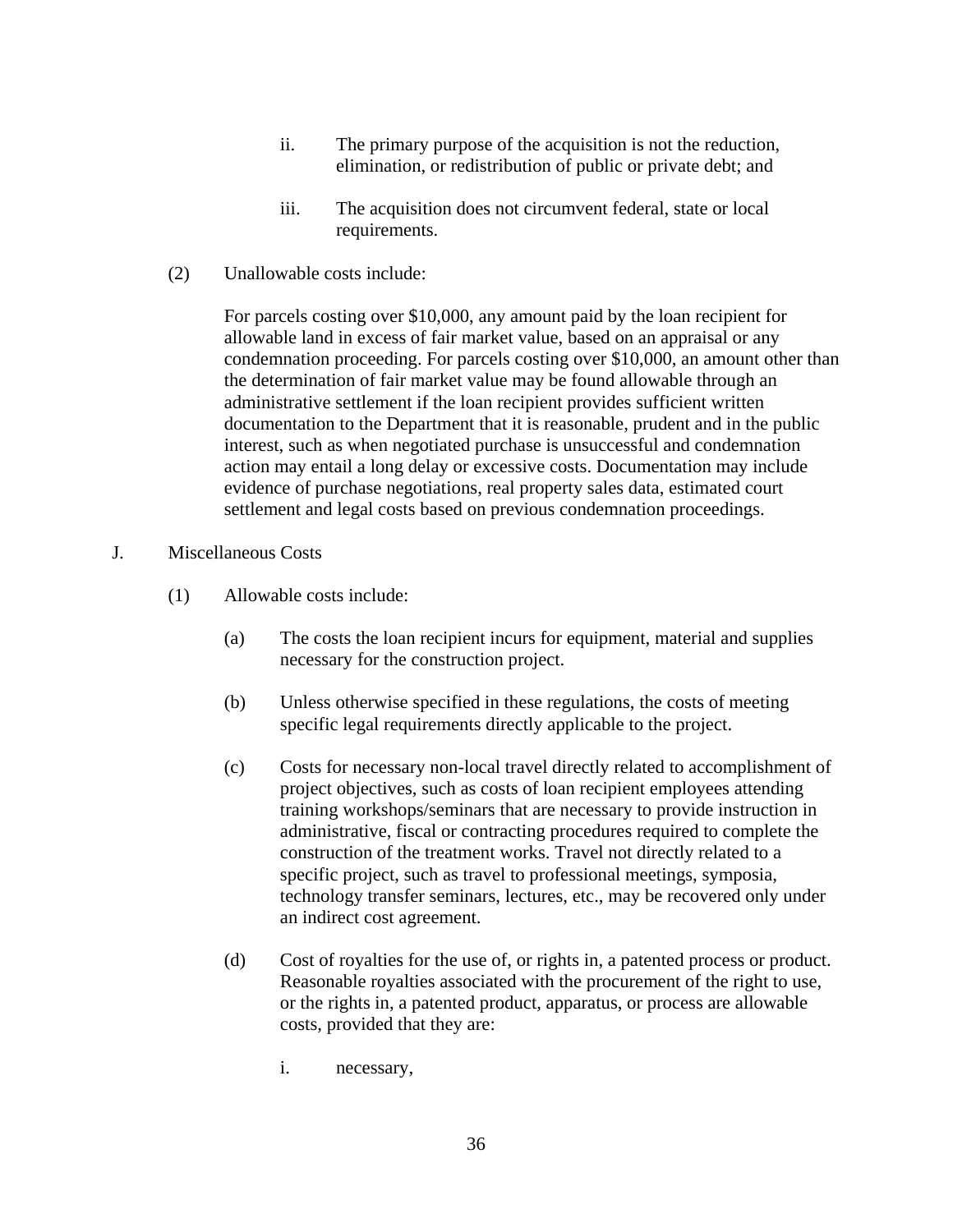ii. The primary purpose of the acquisition is not the reduction, elimination, or redistribution of public or private debt; and

iii. The acquisition does not circumvent federal, state or local requirements.

(2) Unallowable costs include:

For parcels costing over $10,000, any amount paid by the loan recipient for allowable land in excess of fair market value, based on an appraisal or any condemnation proceeding. For parcels costing over $10,000, an amount other than the determination of fair market value may be found allowable through an administrative settlement if the loan recipient provides sufficient written documentation to the Department that it is reasonable, prudent and in the public interest, such as when negotiated purchase is unsuccessful and condemnation action may entail a long delay or excessive costs. Documentation may include evidence of purchase negotiations, real property sales data, estimated court settlement and legal costs based on previous condemnation proceedings.

J. Miscellaneous Costs

(1) Allowable costs include:

(a) The costs the loan recipient incurs for equipment, material and supplies necessary for the construction project.

(b) Unless otherwise specified in these regulations, the costs of meeting specific legal requirements directly applicable to the project.

(c) Costs for necessary non-local travel directly related to accomplishment of project objectives, such as costs of loan recipient employees attending training workshops/seminars that are necessary to provide instruction in administrative, fiscal or contracting procedures required to complete the construction of the treatment works. Travel not directly related to a specific project, such as travel to professional meetings, symposia, technology transfer seminars, lectures, etc., may be recovered only under an indirect cost agreement.

(d) Cost of royalties for the use of, or rights in, a patented process or product. Reasonable royalties associated with the procurement of the right to use, or the rights in, a patented product, apparatus, or process are allowable costs, provided that they are:

i. necessary,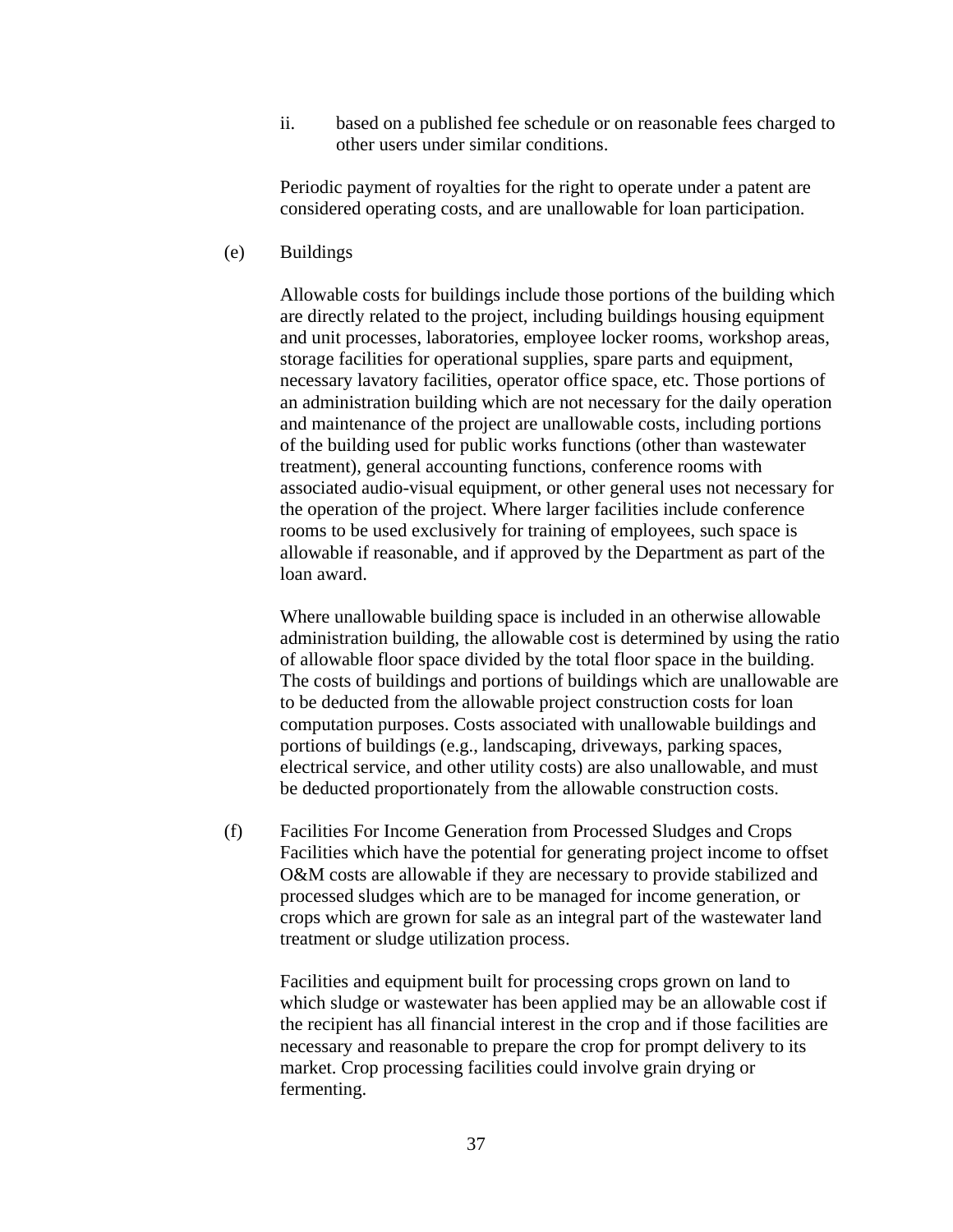ii. based on a published fee schedule or on reasonable fees charged to other users under similar conditions.

Periodic payment of royalties for the right to operate under a patent are considered operating costs, and are unallowable for loan participation.

(e) Buildings

Allowable costs for buildings include those portions of the building which are directly related to the project, including buildings housing equipment and unit processes, laboratories, employee locker rooms, workshop areas, storage facilities for operational supplies, spare parts and equipment, necessary lavatory facilities, operator office space, etc. Those portions of an administration building which are not necessary for the daily operation and maintenance of the project are unallowable costs, including portions of the building used for public works functions (other than wastewater treatment), general accounting functions, conference rooms with associated audio-visual equipment, or other general uses not necessary for the operation of the project. Where larger facilities include conference rooms to be used exclusively for training of employees, such space is allowable if reasonable, and if approved by the Department as part of the loan award.

Where unallowable building space is included in an otherwise allowable administration building, the allowable cost is determined by using the ratio of allowable floor space divided by the total floor space in the building. The costs of buildings and portions of buildings which are unallowable are to be deducted from the allowable project construction costs for loan computation purposes. Costs associated with unallowable buildings and portions of buildings (e.g., landscaping, driveways, parking spaces, electrical service, and other utility costs) are also unallowable, and must be deducted proportionately from the allowable construction costs.

(f) Facilities For Income Generation from Processed Sludges and Crops
Facilities which have the potential for generating project income to offset O&M costs are allowable if they are necessary to provide stabilized and processed sludges which are to be managed for income generation, or crops which are grown for sale as an integral part of the wastewater land treatment or sludge utilization process.

Facilities and equipment built for processing crops grown on land to which sludge or wastewater has been applied may be an allowable cost if the recipient has all financial interest in the crop and if those facilities are necessary and reasonable to prepare the crop for prompt delivery to its market. Crop processing facilities could involve grain drying or fermenting.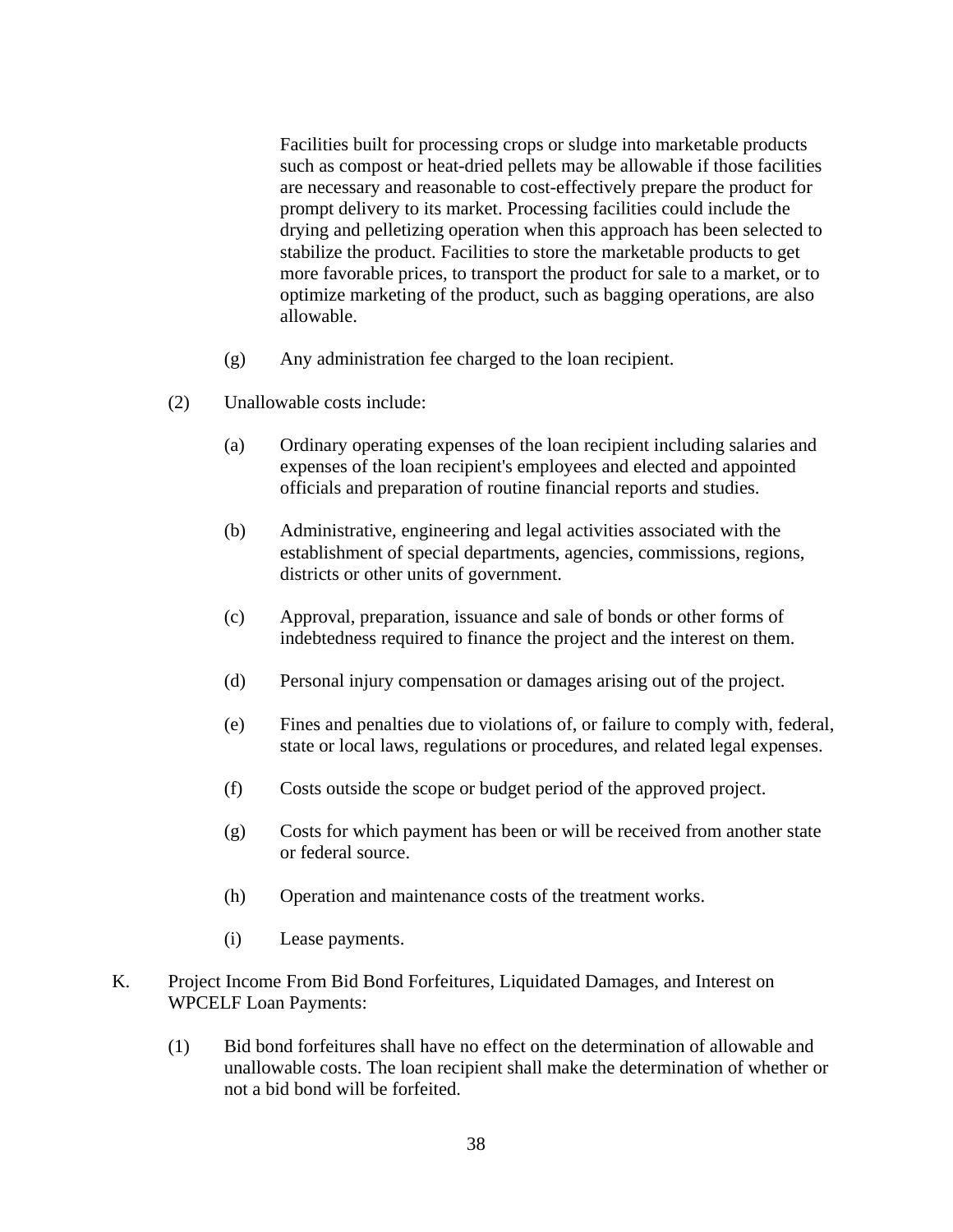Facilities built for processing crops or sludge into marketable products such as compost or heat-dried pellets may be allowable if those facilities are necessary and reasonable to cost-effectively prepare the product for prompt delivery to its market. Processing facilities could include the drying and pelletizing operation when this approach has been selected to stabilize the product. Facilities to store the marketable products to get more favorable prices, to transport the product for sale to a market, or to optimize marketing of the product, such as bagging operations, are also allowable.

(g) Any administration fee charged to the loan recipient.

(2) Unallowable costs include:

(a) Ordinary operating expenses of the loan recipient including salaries and expenses of the loan recipient's employees and elected and appointed officials and preparation of routine financial reports and studies.

(b) Administrative, engineering and legal activities associated with the establishment of special departments, agencies, commissions, regions, districts or other units of government.

(c) Approval, preparation, issuance and sale of bonds or other forms of indebtedness required to finance the project and the interest on them.

(d) Personal injury compensation or damages arising out of the project.

(e) Fines and penalties due to violations of, or failure to comply with, federal, state or local laws, regulations or procedures, and related legal expenses.

(f) Costs outside the scope or budget period of the approved project.

(g) Costs for which payment has been or will be received from another state or federal source.

(h) Operation and maintenance costs of the treatment works.

(i) Lease payments.

K. Project Income From Bid Bond Forfeitures, Liquidated Damages, and Interest on WPCELF Loan Payments:

(1) Bid bond forfeitures shall have no effect on the determination of allowable and unallowable costs. The loan recipient shall make the determination of whether or not a bid bond will be forfeited.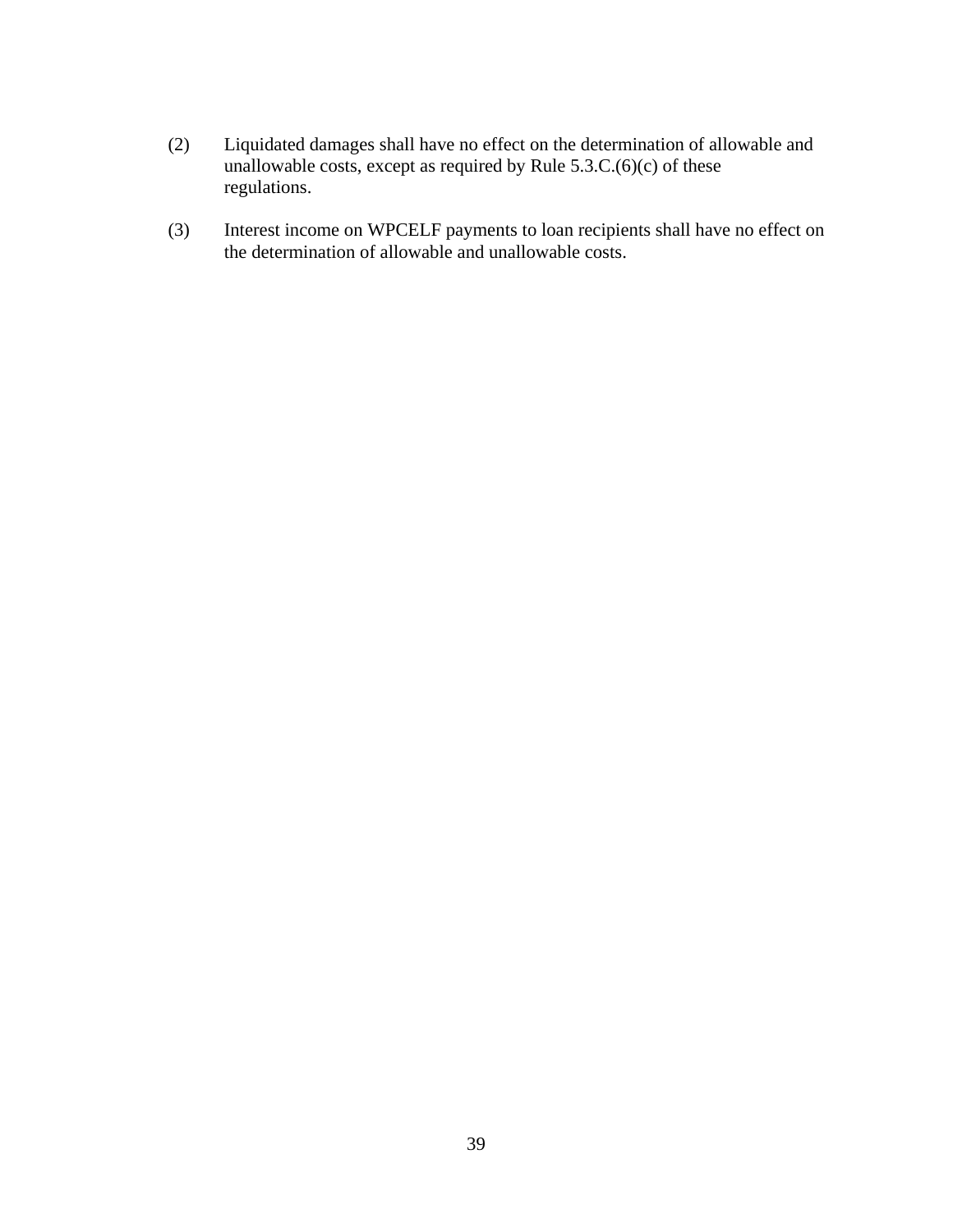(2) Liquidated damages shall have no effect on the determination of allowable and unallowable costs, except as required by Rule 5.3.C.(6)(c) of these regulations.

(3) Interest income on WPCELF payments to loan recipients shall have no effect on the determination of allowable and unallowable costs.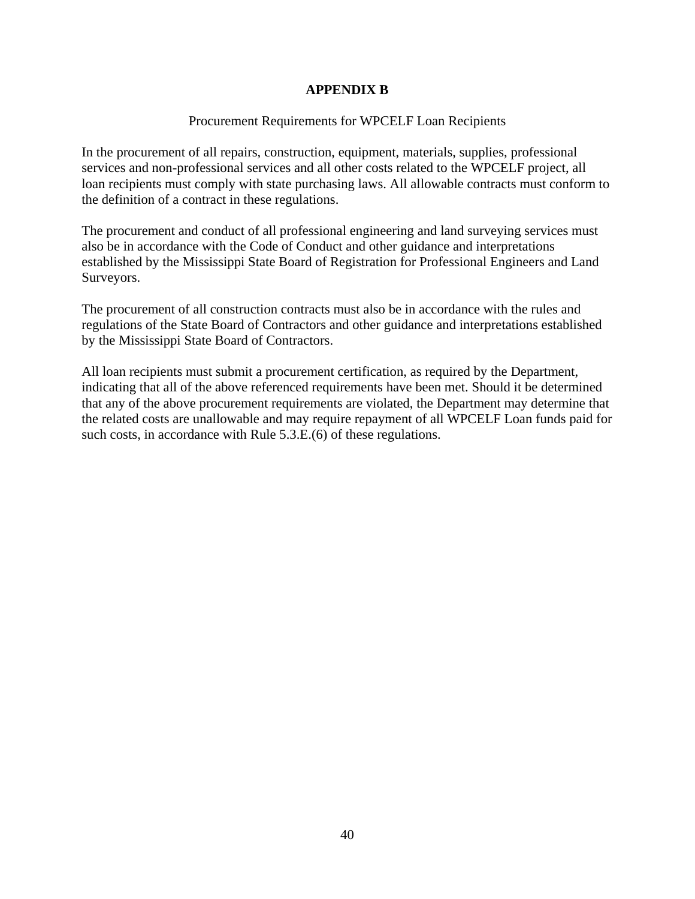# APPENDIX B

Procurement Requirements for WPCELF Loan Recipients

In the procurement of all repairs, construction, equipment, materials, supplies, professional services and non-professional services and all other costs related to the WPCELF project, all loan recipients must comply with state purchasing laws. All allowable contracts must conform to the definition of a contract in these regulations.

The procurement and conduct of all professional engineering and land surveying services must also be in accordance with the Code of Conduct and other guidance and interpretations established by the Mississippi State Board of Registration for Professional Engineers and Land Surveyors.

The procurement of all construction contracts must also be in accordance with the rules and regulations of the State Board of Contractors and other guidance and interpretations established by the Mississippi State Board of Contractors.

All loan recipients must submit a procurement certification, as required by the Department, indicating that all of the above referenced requirements have been met. Should it be determined that any of the above procurement requirements are violated, the Department may determine that the related costs are unallowable and may require repayment of all WPCELF Loan funds paid for such costs, in accordance with Rule 5.3.E.(6) of these regulations.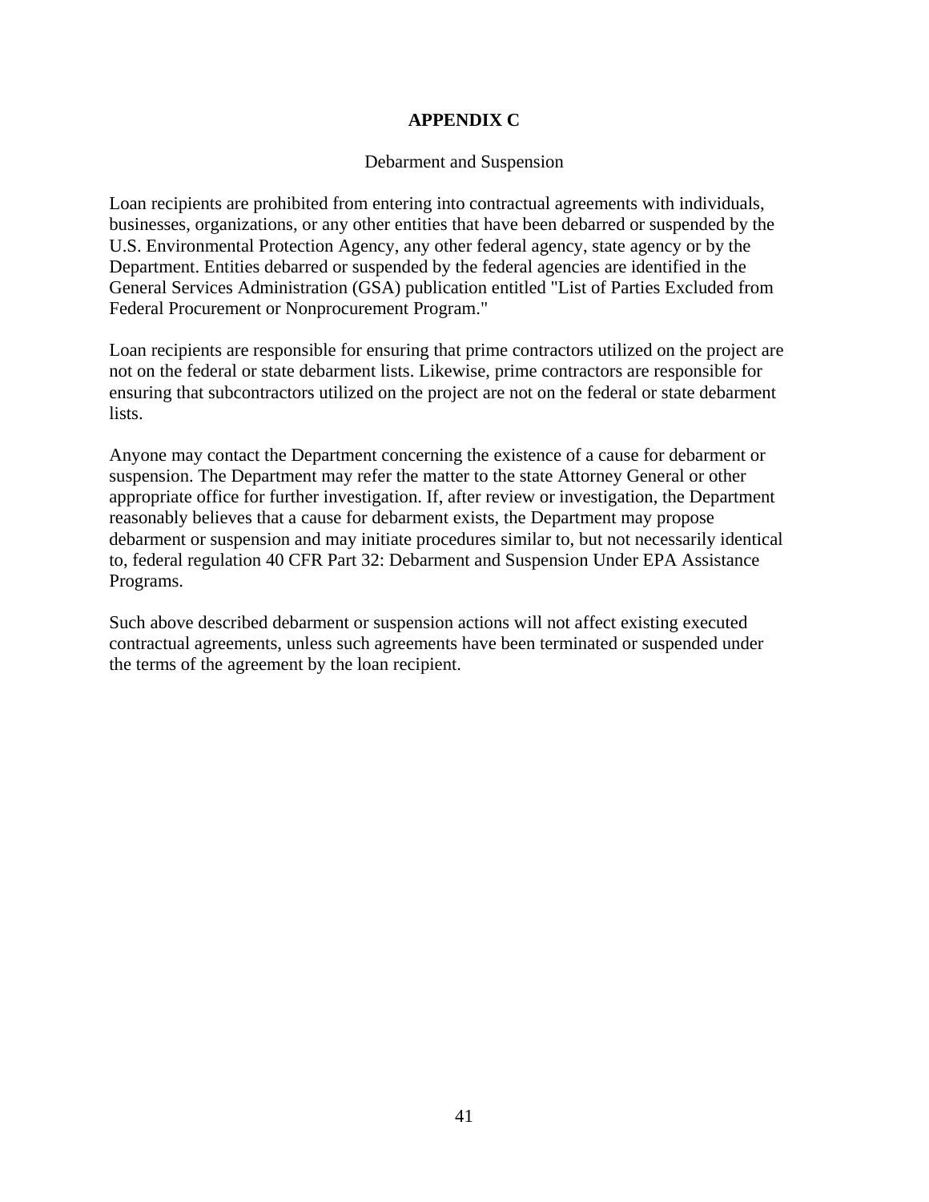# APPENDIX C

## Debarment and Suspension

Loan recipients are prohibited from entering into contractual agreements with individuals, businesses, organizations, or any other entities that have been debarred or suspended by the U.S. Environmental Protection Agency, any other federal agency, state agency or by the Department. Entities debarred or suspended by the federal agencies are identified in the General Services Administration (GSA) publication entitled "List of Parties Excluded from Federal Procurement or Nonprocurement Program."

Loan recipients are responsible for ensuring that prime contractors utilized on the project are not on the federal or state debarment lists. Likewise, prime contractors are responsible for ensuring that subcontractors utilized on the project are not on the federal or state debarment lists.

Anyone may contact the Department concerning the existence of a cause for debarment or suspension. The Department may refer the matter to the state Attorney General or other appropriate office for further investigation. If, after review or investigation, the Department reasonably believes that a cause for debarment exists, the Department may propose debarment or suspension and may initiate procedures similar to, but not necessarily identical to, federal regulation 40 CFR Part 32: Debarment and Suspension Under EPA Assistance Programs.

Such above described debarment or suspension actions will not affect existing executed contractual agreements, unless such agreements have been terminated or suspended under the terms of the agreement by the loan recipient.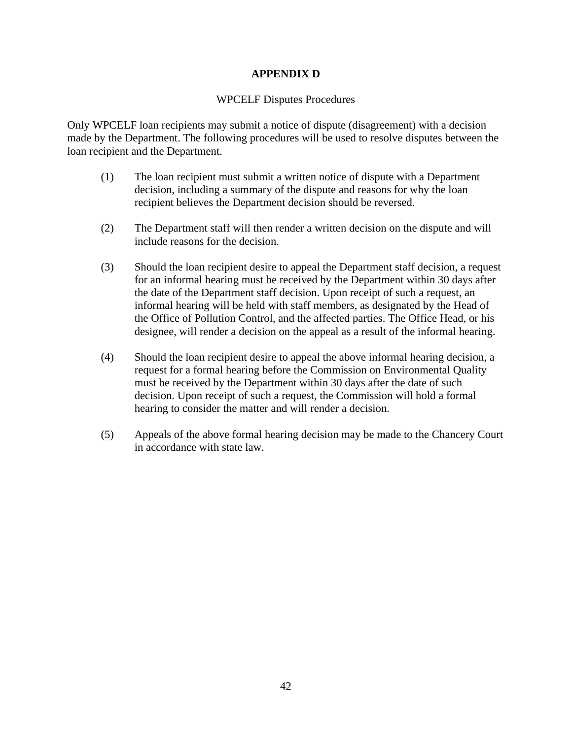# APPENDIX D

## WPCELF Disputes Procedures

Only WPCELF loan recipients may submit a notice of dispute (disagreement) with a decision made by the Department. The following procedures will be used to resolve disputes between the loan recipient and the Department.

(1) The loan recipient must submit a written notice of dispute with a Department decision, including a summary of the dispute and reasons for why the loan recipient believes the Department decision should be reversed.

(2) The Department staff will then render a written decision on the dispute and will include reasons for the decision.

(3) Should the loan recipient desire to appeal the Department staff decision, a request for an informal hearing must be received by the Department within 30 days after the date of the Department staff decision. Upon receipt of such a request, an informal hearing will be held with staff members, as designated by the Head of the Office of Pollution Control, and the affected parties. The Office Head, or his designee, will render a decision on the appeal as a result of the informal hearing.

(4) Should the loan recipient desire to appeal the above informal hearing decision, a request for a formal hearing before the Commission on Environmental Quality must be received by the Department within 30 days after the date of such decision. Upon receipt of such a request, the Commission will hold a formal hearing to consider the matter and will render a decision.

(5) Appeals of the above formal hearing decision may be made to the Chancery Court in accordance with state law.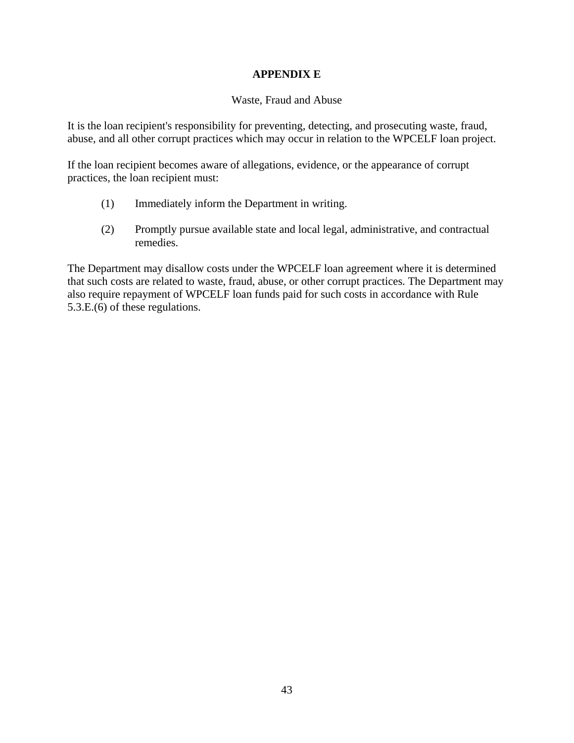# APPENDIX E

Waste, Fraud and Abuse

It is the loan recipient's responsibility for preventing, detecting, and prosecuting waste, fraud, abuse, and all other corrupt practices which may occur in relation to the WPCELF loan project.

If the loan recipient becomes aware of allegations, evidence, or the appearance of corrupt practices, the loan recipient must:

(1) Immediately inform the Department in writing.

(2) Promptly pursue available state and local legal, administrative, and contractual remedies.

The Department may disallow costs under the WPCELF loan agreement where it is determined that such costs are related to waste, fraud, abuse, or other corrupt practices. The Department may also require repayment of WPCELF loan funds paid for such costs in accordance with Rule 5.3.E.(6) of these regulations.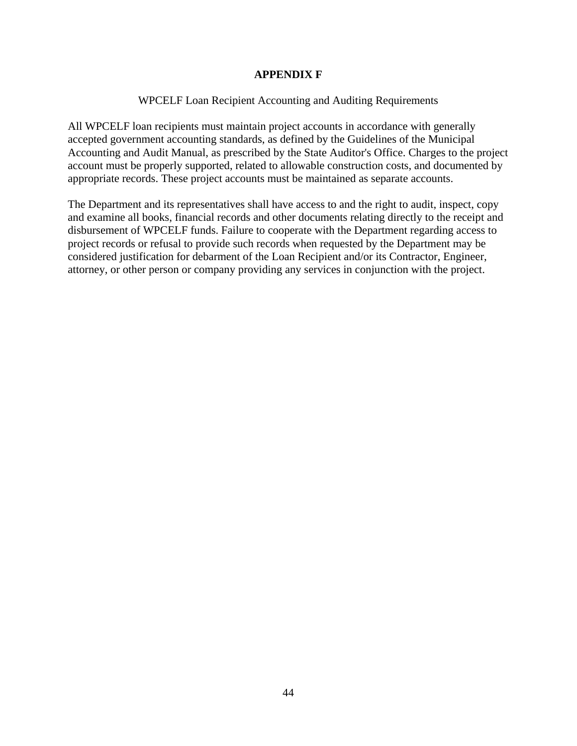# APPENDIX F

WPCELF Loan Recipient Accounting and Auditing Requirements

All WPCELF loan recipients must maintain project accounts in accordance with generally accepted government accounting standards, as defined by the Guidelines of the Municipal Accounting and Audit Manual, as prescribed by the State Auditor's Office. Charges to the project account must be properly supported, related to allowable construction costs, and documented by appropriate records. These project accounts must be maintained as separate accounts.

The Department and its representatives shall have access to and the right to audit, inspect, copy and examine all books, financial records and other documents relating directly to the receipt and disbursement of WPCELF funds. Failure to cooperate with the Department regarding access to project records or refusal to provide such records when requested by the Department may be considered justification for debarment of the Loan Recipient and/or its Contractor, Engineer, attorney, or other person or company providing any services in conjunction with the project.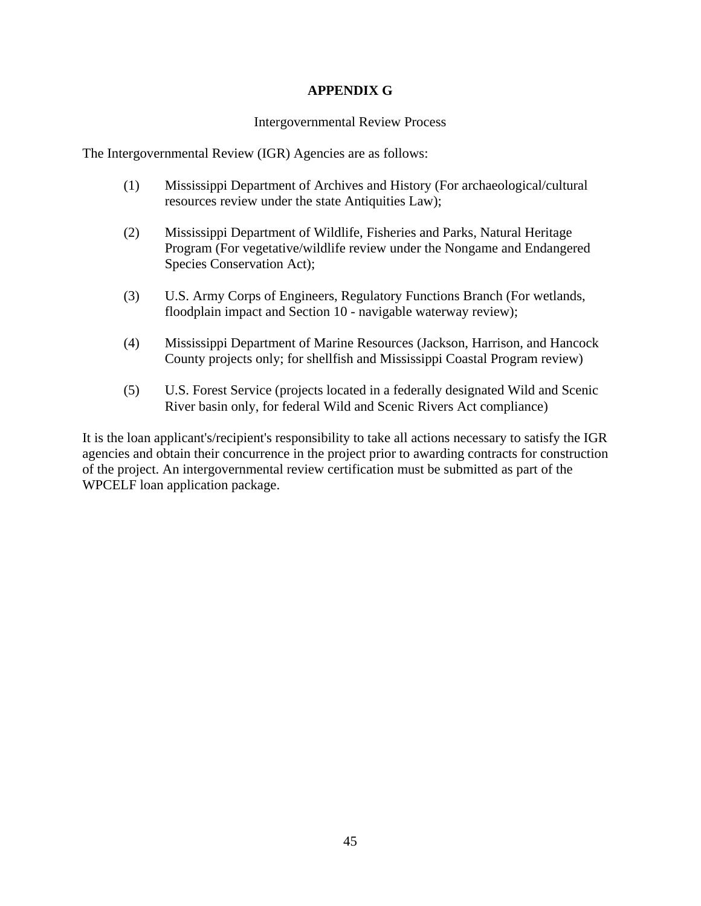# APPENDIX G

Intergovernmental Review Process

The Intergovernmental Review (IGR) Agencies are as follows:

(1) Mississippi Department of Archives and History (For archaeological/cultural resources review under the state Antiquities Law);

(2) Mississippi Department of Wildlife, Fisheries and Parks, Natural Heritage Program (For vegetative/wildlife review under the Nongame and Endangered Species Conservation Act);

(3) U.S. Army Corps of Engineers, Regulatory Functions Branch (For wetlands, floodplain impact and Section 10 - navigable waterway review);

(4) Mississippi Department of Marine Resources (Jackson, Harrison, and Hancock County projects only; for shellfish and Mississippi Coastal Program review)

(5) U.S. Forest Service (projects located in a federally designated Wild and Scenic River basin only, for federal Wild and Scenic Rivers Act compliance)

It is the loan applicant's/recipient's responsibility to take all actions necessary to satisfy the IGR agencies and obtain their concurrence in the project prior to awarding contracts for construction of the project. An intergovernmental review certification must be submitted as part of the WPCELF loan application package.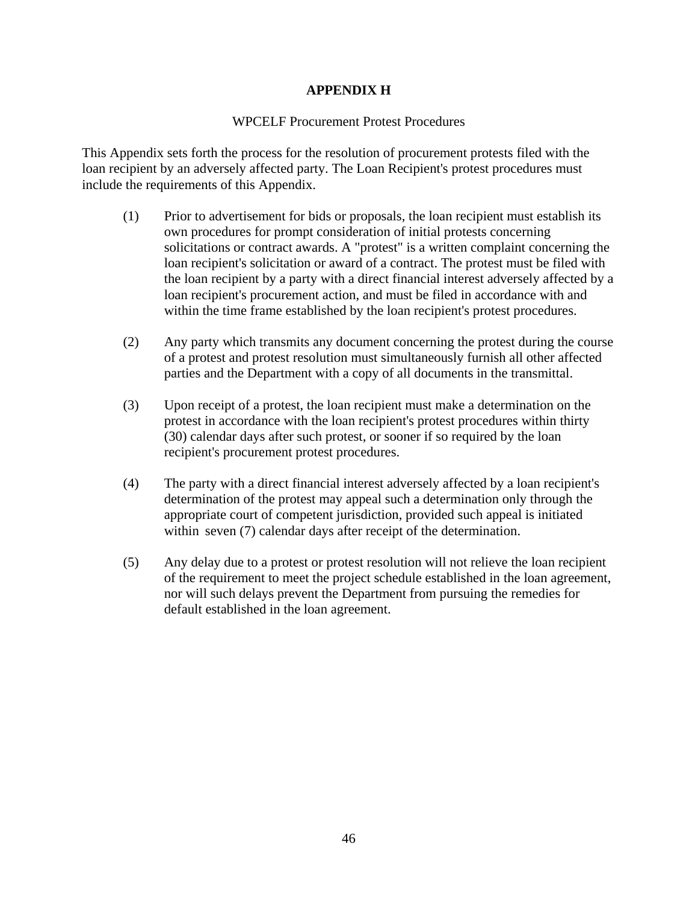# APPENDIX H

WPCELF Procurement Protest Procedures

This Appendix sets forth the process for the resolution of procurement protests filed with the loan recipient by an adversely affected party. The Loan Recipient's protest procedures must include the requirements of this Appendix.

(1) Prior to advertisement for bids or proposals, the loan recipient must establish its own procedures for prompt consideration of initial protests concerning solicitations or contract awards. A "protest" is a written complaint concerning the loan recipient's solicitation or award of a contract. The protest must be filed with the loan recipient by a party with a direct financial interest adversely affected by a loan recipient's procurement action, and must be filed in accordance with and within the time frame established by the loan recipient's protest procedures.

(2) Any party which transmits any document concerning the protest during the course of a protest and protest resolution must simultaneously furnish all other affected parties and the Department with a copy of all documents in the transmittal.

(3) Upon receipt of a protest, the loan recipient must make a determination on the protest in accordance with the loan recipient's protest procedures within thirty (30) calendar days after such protest, or sooner if so required by the loan recipient's procurement protest procedures.

(4) The party with a direct financial interest adversely affected by a loan recipient's determination of the protest may appeal such a determination only through the appropriate court of competent jurisdiction, provided such appeal is initiated within seven (7) calendar days after receipt of the determination.

(5) Any delay due to a protest or protest resolution will not relieve the loan recipient of the requirement to meet the project schedule established in the loan agreement, nor will such delays prevent the Department from pursuing the remedies for default established in the loan agreement.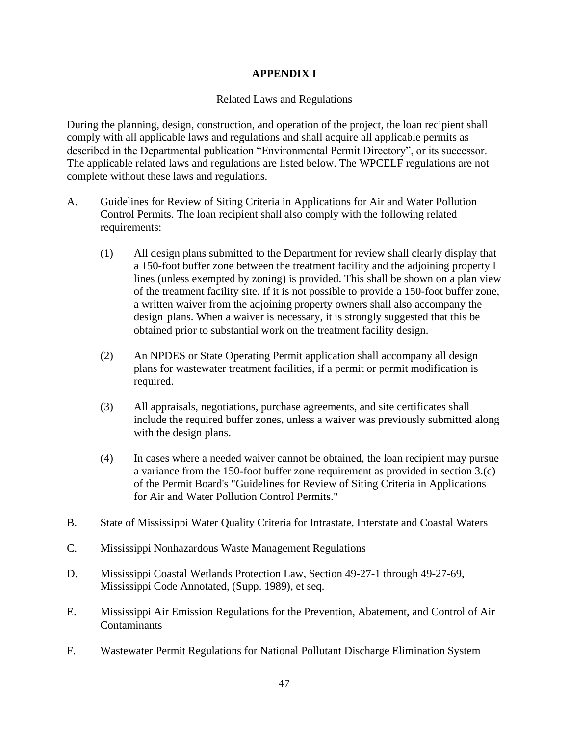# APPENDIX I

Related Laws and Regulations

During the planning, design, construction, and operation of the project, the loan recipient shall comply with all applicable laws and regulations and shall acquire all applicable permits as described in the Departmental publication "Environmental Permit Directory", or its successor. The applicable related laws and regulations are listed below. The WPCELF regulations are not complete without these laws and regulations.

A. Guidelines for Review of Siting Criteria in Applications for Air and Water Pollution Control Permits. The loan recipient shall also comply with the following related requirements:

   (1) All design plans submitted to the Department for review shall clearly display that a 150-foot buffer zone between the treatment facility and the adjoining property l lines (unless exempted by zoning) is provided. This shall be shown on a plan view of the treatment facility site. If it is not possible to provide a 150-foot buffer zone, a written waiver from the adjoining property owners shall also accompany the design plans. When a waiver is necessary, it is strongly suggested that this be obtained prior to substantial work on the treatment facility design.

   (2) An NPDES or State Operating Permit application shall accompany all design plans for wastewater treatment facilities, if a permit or permit modification is required.

   (3) All appraisals, negotiations, purchase agreements, and site certificates shall include the required buffer zones, unless a waiver was previously submitted along with the design plans.

   (4) In cases where a needed waiver cannot be obtained, the loan recipient may pursue a variance from the 150-foot buffer zone requirement as provided in section 3.(c) of the Permit Board's "Guidelines for Review of Siting Criteria in Applications for Air and Water Pollution Control Permits."

B. State of Mississippi Water Quality Criteria for Intrastate, Interstate and Coastal Waters

C. Mississippi Nonhazardous Waste Management Regulations

D. Mississippi Coastal Wetlands Protection Law, Section 49-27-1 through 49-27-69, Mississippi Code Annotated, (Supp. 1989), et seq.

E. Mississippi Air Emission Regulations for the Prevention, Abatement, and Control of Air Contaminants

F. Wastewater Permit Regulations for National Pollutant Discharge Elimination System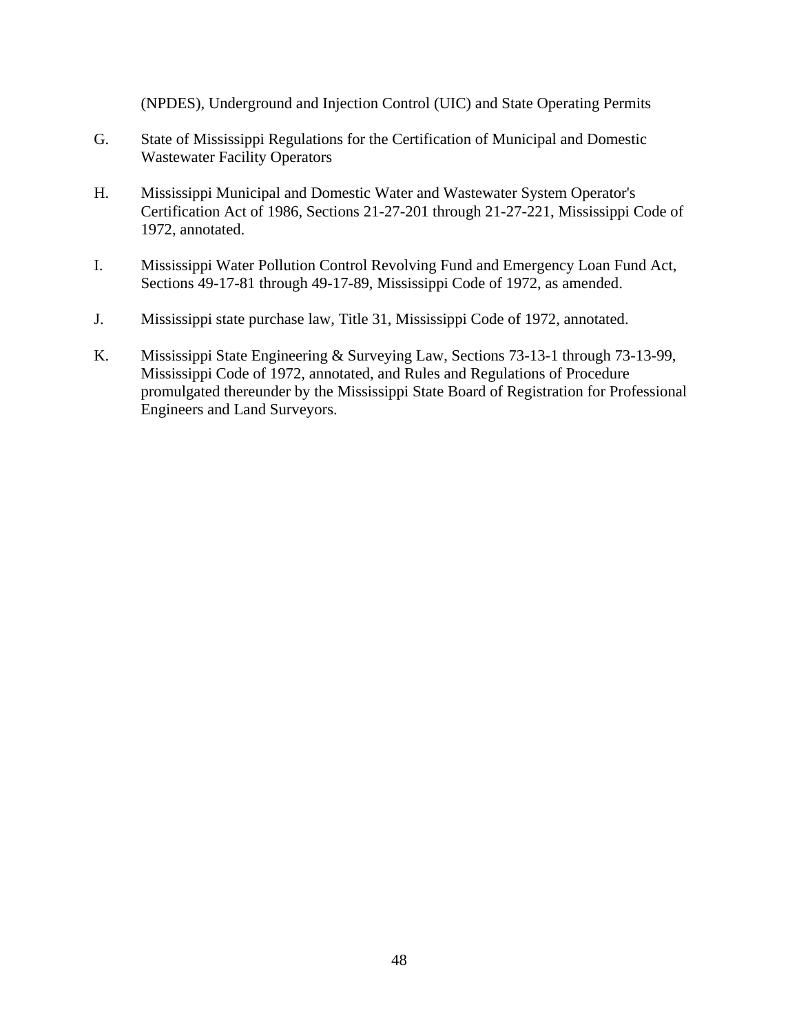(NPDES), Underground and Injection Control (UIC) and State Operating Permits

G. State of Mississippi Regulations for the Certification of Municipal and Domestic Wastewater Facility Operators

H. Mississippi Municipal and Domestic Water and Wastewater System Operator's Certification Act of 1986, Sections 21-27-201 through 21-27-221, Mississippi Code of 1972, annotated.

I. Mississippi Water Pollution Control Revolving Fund and Emergency Loan Fund Act, Sections 49-17-81 through 49-17-89, Mississippi Code of 1972, as amended.

J. Mississippi state purchase law, Title 31, Mississippi Code of 1972, annotated.

K. Mississippi State Engineering & Surveying Law, Sections 73-13-1 through 73-13-99, Mississippi Code of 1972, annotated, and Rules and Regulations of Procedure promulgated thereunder by the Mississippi State Board of Registration for Professional Engineers and Land Surveyors.